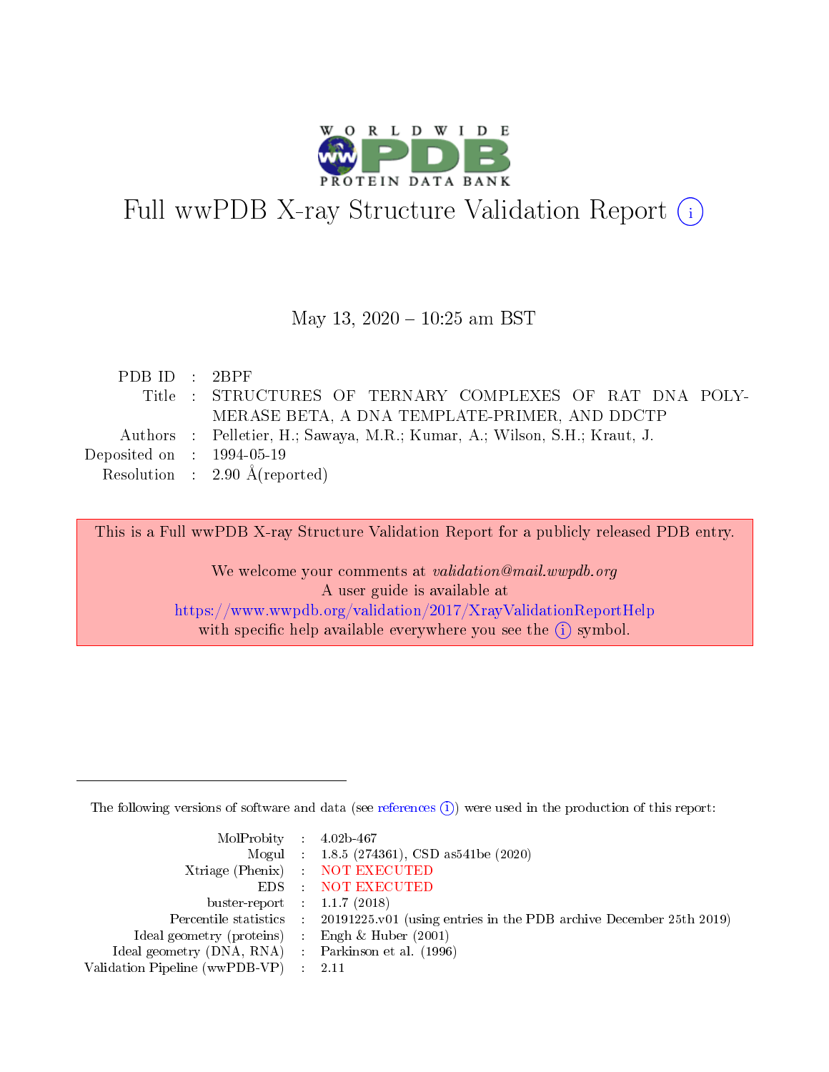# Full wwPDB X-ray Structure Validation Report

May 13, 2020 – 10:25 am BST

| | | |
|---|---|---|
| PDB ID | : | 2BPF |
| Title | : | STRUCTURES OF TERNARY COMPLEXES OF RAT DNA POLYMERASE BETA, A DNA TEMPLATE-PRIMER, AND DDCTP |
| Authors | : | Pelletier, H.; Sawaya, M.R.; Kumar, A.; Wilson, S.H.; Kraut, J. |
| Deposited on | : | 1994-05-19 |
| Resolution | : | 2.90 Å(reported) |

This is a Full wwPDB X-ray Structure Validation Report for a publicly released PDB entry.

We welcome your comments at *validation@mail.wwpdb.org*
A user guide is available at
https://www.wwpdb.org/validation/2017/XrayValidationReportHelp
with specific help available everywhere you see the (i) symbol.

The following versions of software and data (see references (i)) were used in the production of this report:

| | | |
|---|---|---|
| MolProbity | : | 4.02b-467 |
| Mogul | : | 1.8.5 (274361), CSD as541be (2020) |
| Xtriage (Phenix) | : | NOT EXECUTED |
| EDS | : | NOT EXECUTED |
| buster-report | : | 1.1.7 (2018) |
| Percentile statistics | : | 20191225.v01 (using entries in the PDB archive December 25th 2019) |
| Ideal geometry (proteins) | : | Engh & Huber (2001) |
| Ideal geometry (DNA, RNA) | : | Parkinson et al. (1996) |
| Validation Pipeline (wwPDB-VP) | : | 2.11 |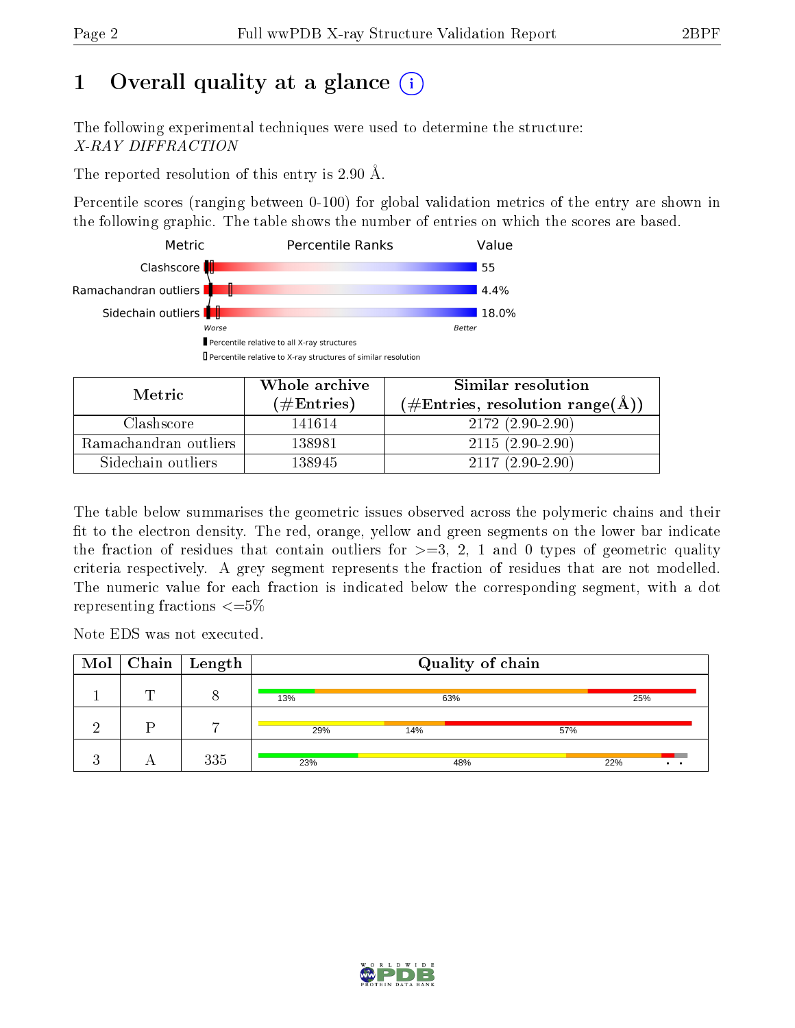# 1 Overall quality at a glance (i)

The following experimental techniques were used to determine the structure:
*X-RAY DIFFRACTION*

The reported resolution of this entry is 2.90 Å.

Percentile scores (ranging between 0-100) for global validation metrics of the entry are shown in the following graphic. The table shows the number of entries on which the scores are based.

| Metric | Percentile Ranks | Value |
|---|---|---|
| Clashscore | | 55 |
| Ramachandran outliers | | 4.4% |
| Sidechain outliers | | 18.0% |

Worse — Better

▮ Percentile relative to all X-ray structures

▯ Percentile relative to X-ray structures of similar resolution

| Metric | Whole archive (#Entries) | Similar resolution (#Entries, resolution range(Å)) |
|---|---|---|
| Clashscore | 141614 | 2172 (2.90-2.90) |
| Ramachandran outliers | 138981 | 2115 (2.90-2.90) |
| Sidechain outliers | 138945 | 2117 (2.90-2.90) |

The table below summarises the geometric issues observed across the polymeric chains and their fit to the electron density. The red, orange, yellow and green segments on the lower bar indicate the fraction of residues that contain outliers for >=3, 2, 1 and 0 types of geometric quality criteria respectively. A grey segment represents the fraction of residues that are not modelled. The numeric value for each fraction is indicated below the corresponding segment, with a dot representing fractions <=5%

Note EDS was not executed.

| Mol | Chain | Length | Quality of chain |
|---|---|---|---|
| 1 | T | 8 | 13% 63% 25% |
| 2 | P | 7 | 29% 14% 57% |
| 3 | A | 335 | 23% 48% 22% • • |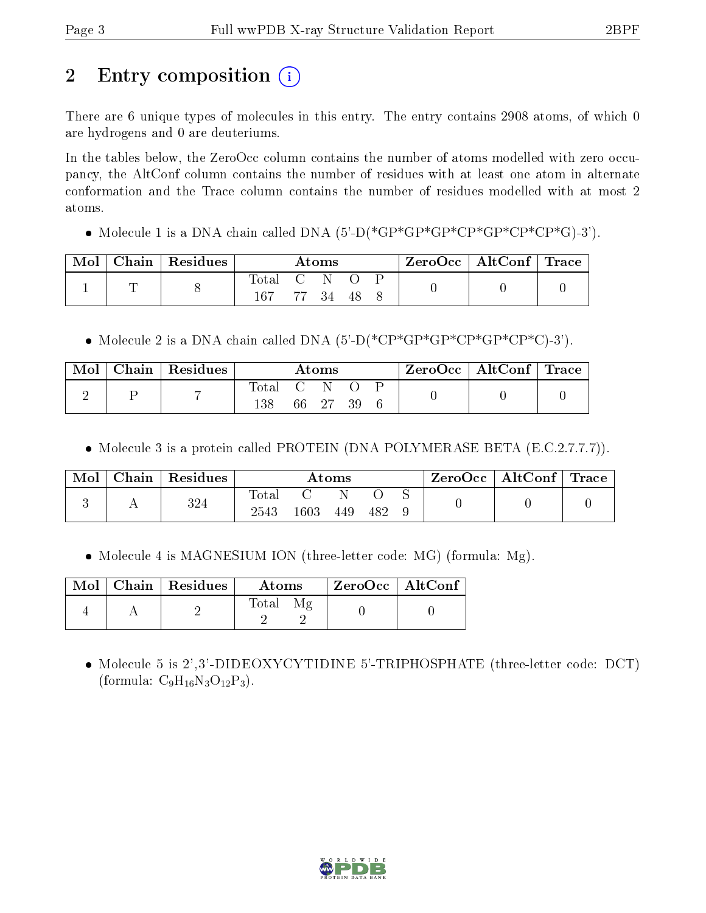# 2 Entry composition (i)

There are 6 unique types of molecules in this entry. The entry contains 2908 atoms, of which 0 are hydrogens and 0 are deuteriums.

In the tables below, the ZeroOcc column contains the number of atoms modelled with zero occupancy, the AltConf column contains the number of residues with at least one atom in alternate conformation and the Trace column contains the number of residues modelled with at most 2 atoms.

- Molecule 1 is a DNA chain called DNA (5'-D(*GP*GP*GP*CP*GP*CP*CP*G)-3').

| Mol | Chain | Residues | Atoms | | | | | ZeroOcc | AltConf | Trace |
|---|---|---|---|---|---|---|---|---|---|---|
| 1 | T | 8 | Total | C | N | O | P | 0 | 0 | 0 |
| | | | 167 | 77 | 34 | 48 | 8 | | | |

- Molecule 2 is a DNA chain called DNA (5'-D(*CP*GP*GP*CP*GP*CP*C)-3').

| Mol | Chain | Residues | Atoms | | | | | ZeroOcc | AltConf | Trace |
|---|---|---|---|---|---|---|---|---|---|---|
| 2 | P | 7 | Total | C | N | O | P | 0 | 0 | 0 |
| | | | 138 | 66 | 27 | 39 | 6 | | | |

- Molecule 3 is a protein called PROTEIN (DNA POLYMERASE BETA (E.C.2.7.7.7)).

| Mol | Chain | Residues | Atoms | | | | | ZeroOcc | AltConf | Trace |
|---|---|---|---|---|---|---|---|---|---|---|
| 3 | A | 324 | Total | C | N | O | S | 0 | 0 | 0 |
| | | | 2543 | 1603 | 449 | 482 | 9 | | | |

- Molecule 4 is MAGNESIUM ION (three-letter code: MG) (formula: Mg).

| Mol | Chain | Residues | Atoms | | ZeroOcc | AltConf |
|---|---|---|---|---|---|---|
| 4 | A | 2 | Total | Mg | 0 | 0 |
| | | | 2 | 2 | | |

- Molecule 5 is 2',3'-DIDEOXYCYTIDINE 5'-TRIPHOSPHATE (three-letter code: DCT) (formula: $C_9H_{16}N_3O_{12}P_3$).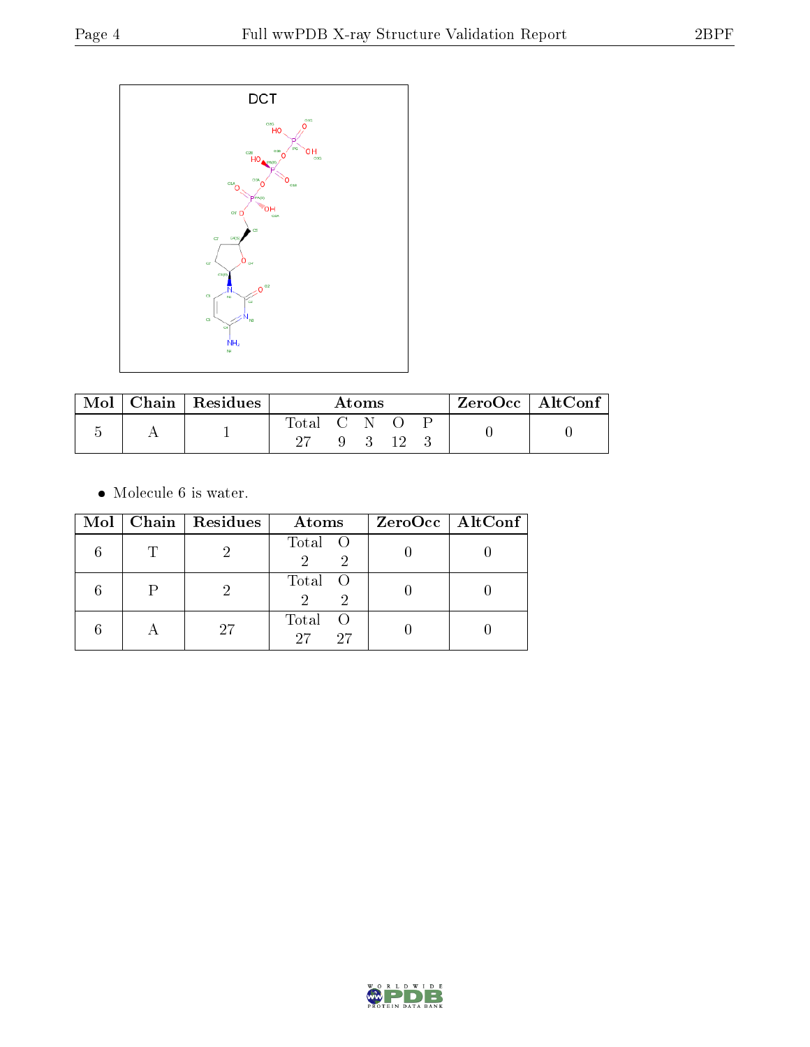DCT

| Mol | Chain | Residues | Atoms | ZeroOcc | AltConf |
|---|---|---|---|---|---|
| 5 | A | 1 | Total C N O P<br>27 9 3 12 3 | 0 | 0 |

- Molecule 6 is water.

| Mol | Chain | Residues | Atoms | ZeroOcc | AltConf |
|---|---|---|---|---|---|
| 6 | T | 2 | Total O<br>2 2 | 0 | 0 |
| 6 | P | 2 | Total O<br>2 2 | 0 | 0 |
| 6 | A | 27 | Total O<br>27 27 | 0 | 0 |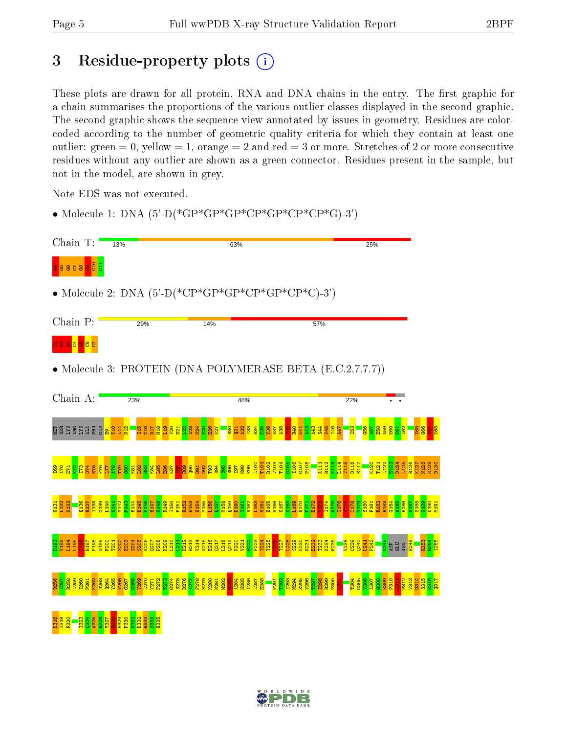# 3 Residue-property plots

These plots are drawn for all protein, RNA and DNA chains in the entry. The first graphic for a chain summarises the proportions of the various outlier classes displayed in the second graphic. The second graphic shows the sequence view annotated by issues in geometry. Residues are color-coded according to the number of geometric quality criteria for which they contain at least one outlier: green = 0, yellow = 1, orange = 2 and red = 3 or more. Stretches of 2 or more consecutive residues without any outlier are shown as a green connector. Residues present in the sample, but not in the model, are shown in grey.

Note EDS was not executed.

- Molecule 1: DNA (5'-D(*GP*GP*GP*CP*GP*CP*CP*G)-3')

Chain T: 13% 63% 25%

G4 G5 G6 C7 G8 C9 C10 G11

- Molecule 2: DNA (5'-D(*CP*GP*GP*CP*GP*CP*C)-3')

Chain P: 29% 14% 57%

C1 G2 G3 C4 G5 C6 C7

- Molecule 3: PROTEIN (DNA POLYMERASE BETA (E.C.2.7.7.7))

Chain A: 23% 48% 22% • •

MET SER LYS ARG LYS ALA PRO GLN E9 T10 L11 N12 I15 T16 D17 M18 L19 V20 E21 L22 A23 N24 F25 E26 K27 S30 Q31 A32 I33 H34 K35 Y36 N37 A38 Y39 R40 K41 A42 A43 S44 V45 I46 A47 I53 G56 A57 E58 A59 K60 K61 L62 V65 G66 Y67 K68

I69 A70 E71 K72 I73 D74 E75 F76 L77 A78 T79 G80 K81 L82 R83 K84 L85 E86 K87 I88 R89 Q90 D91 D92 T93 S94 S95 S96 I97 N98 F99 L100 T101 R102 V103 T104 G105 I106 G107 P108 A111 R112 K113 L114 V115 D116 E117 K120 T121 L122 E123 D124 L125 R126 K127 N128 E129 D130

K131 L132 N133 Q136 R137 I138 G139 L140 K141 Y142 F143 E144 D145 F146 E147 K148 R149 I150 P151 R152 E153 E154 M155 L156 Q157 M158 Q159 D160 I161 V162 L163 N164 E165 V166 K167 K168 L169 D170 P171 E172 Y173 I174 A175 T176 V177 C178 G179 S180 F181 R182 R183 G184 A185 E186 S187 S188 G189 D190 M191

D192 V193 L194 L195 T196 H197 P198 N199 F200 T201 S202 E203 S204 S205 K206 Q207 P208 K209 L210 L211 H212 R213 V214 V215 E216 Q217 L218 Q219 K220 V221 R222 F223 I224 T225 L226 T227 L228 N229 K230 G231 E232 T233 K234 F235 V238 C239 Q240 L241 P242 N245 ASP GLU ASN E249 R253 R254 I255

D256 I257 R258 L259 I260 P261 K262 D263 Q264 Y265 Y266 C267 G268 V269 L270 Y271 F272 T273 G274 S275 D276 I277 F278 N279 K280 N281 M282 R283 A284 H285 A286 L287 E288 F291 T292 I293 N294 E295 Y296 T297 I298 R299 P300 L301 T304 G305 V306 A307 G308 E309 P310 L311 P312 V313 D314 S315 E316 Q317

D318 I319 F320 I323 Q324 W325 K326 Y327 R328 E329 P330 K331 D332 R333 S334 E335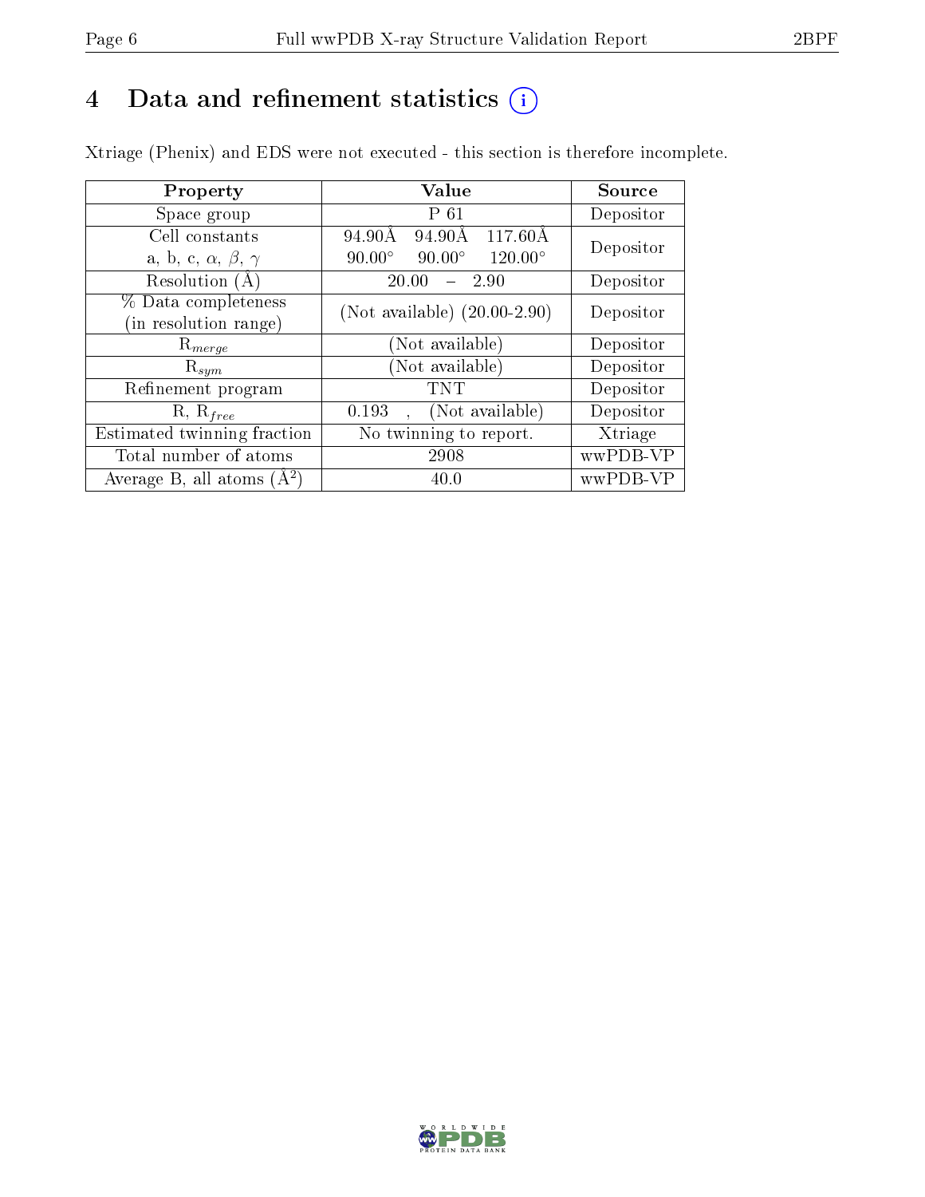# 4 Data and refinement statistics

Xtriage (Phenix) and EDS were not executed - this section is therefore incomplete.

| Property | Value | Source |
|---|---|---|
| Space group | P 61 | Depositor |
| Cell constants<br>a, b, c, $\alpha$, $\beta$, $\gamma$ | 94.90Å 94.90Å 117.60Å<br>90.00° 90.00° 120.00° | Depositor |
| Resolution (Å) | 20.00 – 2.90 | Depositor |
| % Data completeness<br>(in resolution range) | (Not available) (20.00-2.90) | Depositor |
| $R_{merge}$ | (Not available) | Depositor |
| $R_{sym}$ | (Not available) | Depositor |
| Refinement program | TNT | Depositor |
| R, $R_{free}$ | 0.193 , (Not available) | Depositor |
| Estimated twinning fraction | No twinning to report. | Xtriage |
| Total number of atoms | 2908 | wwPDB-VP |
| Average B, all atoms (Å$^2$) | 40.0 | wwPDB-VP |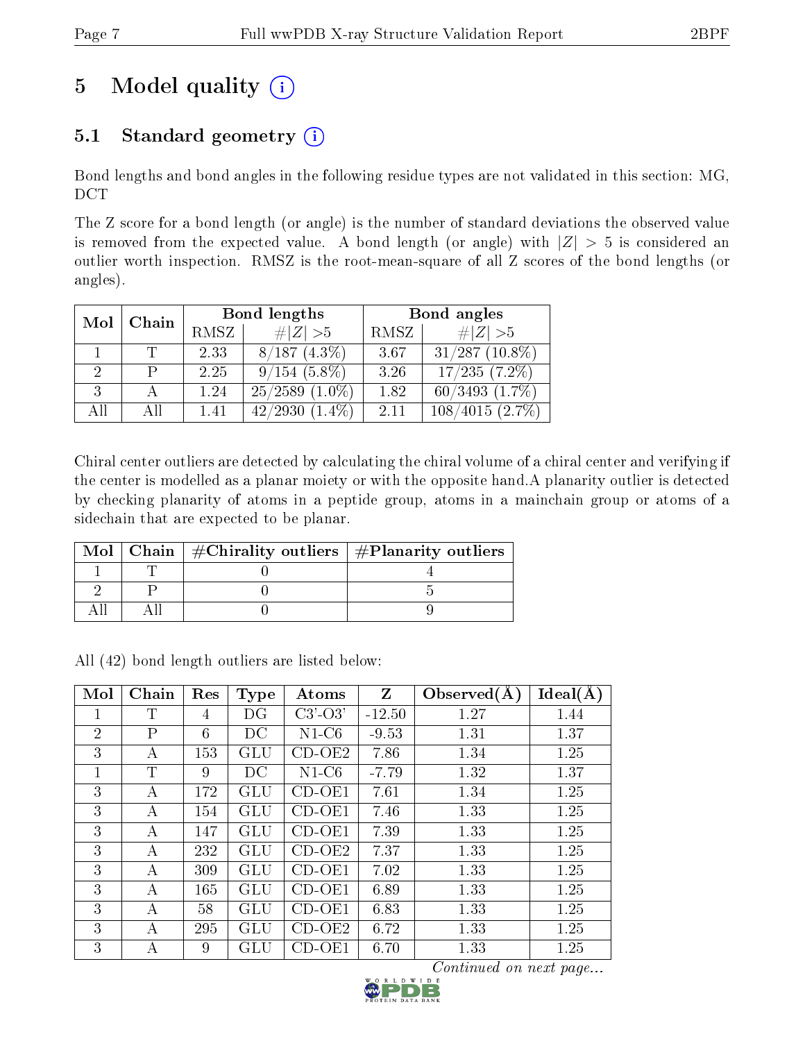# 5 Model quality (i)

## 5.1 Standard geometry (i)

Bond lengths and bond angles in the following residue types are not validated in this section: MG, DCT

The Z score for a bond length (or angle) is the number of standard deviations the observed value is removed from the expected value. A bond length (or angle) with $|Z| > 5$ is considered an outlier worth inspection. RMSZ is the root-mean-square of all Z scores of the bond lengths (or angles).

| Mol | Chain | Bond lengths | | Bond angles | |
|---|---|---|---|---|---|
| | | RMSZ | #$\|Z\|$ >5 | RMSZ | #$\|Z\|$ >5 |
| 1 | T | 2.33 | 8/187 (4.3%) | 3.67 | 31/287 (10.8%) |
| 2 | P | 2.25 | 9/154 (5.8%) | 3.26 | 17/235 (7.2%) |
| 3 | A | 1.24 | 25/2589 (1.0%) | 1.82 | 60/3493 (1.7%) |
| All | All | 1.41 | 42/2930 (1.4%) | 2.11 | 108/4015 (2.7%) |

Chiral center outliers are detected by calculating the chiral volume of a chiral center and verifying if the center is modelled as a planar moiety or with the opposite hand.A planarity outlier is detected by checking planarity of atoms in a peptide group, atoms in a mainchain group or atoms of a sidechain that are expected to be planar.

| Mol | Chain | #Chirality outliers | #Planarity outliers |
|---|---|---|---|
| 1 | T | 0 | 4 |
| 2 | P | 0 | 5 |
| All | All | 0 | 9 |

All (42) bond length outliers are listed below:

| Mol | Chain | Res | Type | Atoms | Z | Observed(Å) | Ideal(Å) |
|---|---|---|---|---|---|---|---|
| 1 | T | 4 | DG | C3'-O3' | -12.50 | 1.27 | 1.44 |
| 2 | P | 6 | DC | N1-C6 | -9.53 | 1.31 | 1.37 |
| 3 | A | 153 | GLU | CD-OE2 | 7.86 | 1.34 | 1.25 |
| 1 | T | 9 | DC | N1-C6 | -7.79 | 1.32 | 1.37 |
| 3 | A | 172 | GLU | CD-OE1 | 7.61 | 1.34 | 1.25 |
| 3 | A | 154 | GLU | CD-OE1 | 7.46 | 1.33 | 1.25 |
| 3 | A | 147 | GLU | CD-OE1 | 7.39 | 1.33 | 1.25 |
| 3 | A | 232 | GLU | CD-OE2 | 7.37 | 1.33 | 1.25 |
| 3 | A | 309 | GLU | CD-OE1 | 7.02 | 1.33 | 1.25 |
| 3 | A | 165 | GLU | CD-OE1 | 6.89 | 1.33 | 1.25 |
| 3 | A | 58 | GLU | CD-OE1 | 6.83 | 1.33 | 1.25 |
| 3 | A | 295 | GLU | CD-OE2 | 6.72 | 1.33 | 1.25 |
| 3 | A | 9 | GLU | CD-OE1 | 6.70 | 1.33 | 1.25 |

*Continued on next page...*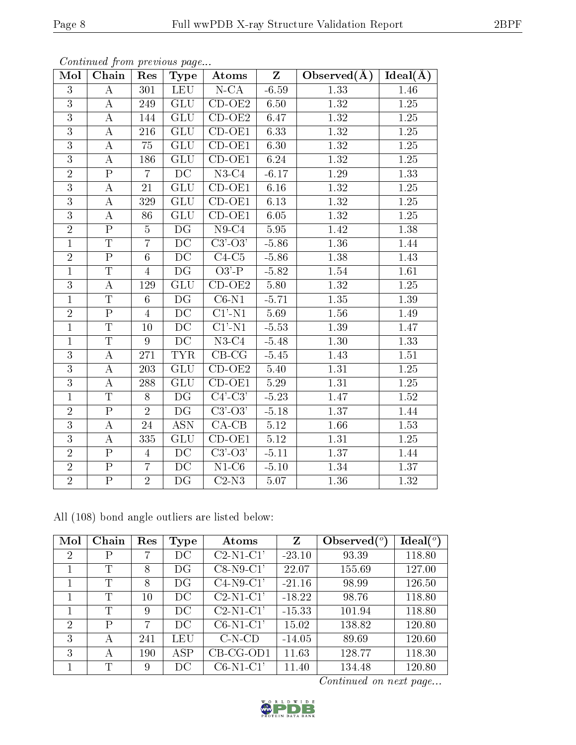*Continued from previous page...*

| Mol | Chain | Res | Type | Atoms | Z | Observed(Å) | Ideal(Å) |
|---|---|---|---|---|---|---|---|
| 3 | A | 301 | LEU | N-CA | -6.59 | 1.33 | 1.46 |
| 3 | A | 249 | GLU | CD-OE2 | 6.50 | 1.32 | 1.25 |
| 3 | A | 144 | GLU | CD-OE2 | 6.47 | 1.32 | 1.25 |
| 3 | A | 216 | GLU | CD-OE1 | 6.33 | 1.32 | 1.25 |
| 3 | A | 75 | GLU | CD-OE1 | 6.30 | 1.32 | 1.25 |
| 3 | A | 186 | GLU | CD-OE1 | 6.24 | 1.32 | 1.25 |
| 2 | P | 7 | DC | N3-C4 | -6.17 | 1.29 | 1.33 |
| 3 | A | 21 | GLU | CD-OE1 | 6.16 | 1.32 | 1.25 |
| 3 | A | 329 | GLU | CD-OE1 | 6.13 | 1.32 | 1.25 |
| 3 | A | 86 | GLU | CD-OE1 | 6.05 | 1.32 | 1.25 |
| 2 | P | 5 | DG | N9-C4 | 5.95 | 1.42 | 1.38 |
| 1 | T | 7 | DC | C3'-O3' | -5.86 | 1.36 | 1.44 |
| 2 | P | 6 | DC | C4-C5 | -5.86 | 1.38 | 1.43 |
| 1 | T | 4 | DG | O3'-P | -5.82 | 1.54 | 1.61 |
| 3 | A | 129 | GLU | CD-OE2 | 5.80 | 1.32 | 1.25 |
| 1 | T | 6 | DG | C6-N1 | -5.71 | 1.35 | 1.39 |
| 2 | P | 4 | DC | C1'-N1 | 5.69 | 1.56 | 1.49 |
| 1 | T | 10 | DC | C1'-N1 | -5.53 | 1.39 | 1.47 |
| 1 | T | 9 | DC | N3-C4 | -5.48 | 1.30 | 1.33 |
| 3 | A | 271 | TYR | CB-CG | -5.45 | 1.43 | 1.51 |
| 3 | A | 203 | GLU | CD-OE2 | 5.40 | 1.31 | 1.25 |
| 3 | A | 288 | GLU | CD-OE1 | 5.29 | 1.31 | 1.25 |
| 1 | T | 8 | DG | C4'-C3' | -5.23 | 1.47 | 1.52 |
| 2 | P | 2 | DG | C3'-O3' | -5.18 | 1.37 | 1.44 |
| 3 | A | 24 | ASN | CA-CB | 5.12 | 1.66 | 1.53 |
| 3 | A | 335 | GLU | CD-OE1 | 5.12 | 1.31 | 1.25 |
| 2 | P | 4 | DC | C3'-O3' | -5.11 | 1.37 | 1.44 |
| 2 | P | 7 | DC | N1-C6 | -5.10 | 1.34 | 1.37 |
| 2 | P | 2 | DG | C2-N3 | 5.07 | 1.36 | 1.32 |

All (108) bond angle outliers are listed below:

| Mol | Chain | Res | Type | Atoms | Z | Observed(°) | Ideal(°) |
|---|---|---|---|---|---|---|---|
| 2 | P | 7 | DC | C2-N1-C1' | -23.10 | 93.39 | 118.80 |
| 1 | T | 8 | DG | C8-N9-C1' | 22.07 | 155.69 | 127.00 |
| 1 | T | 8 | DG | C4-N9-C1' | -21.16 | 98.99 | 126.50 |
| 1 | T | 10 | DC | C2-N1-C1' | -18.22 | 98.76 | 118.80 |
| 1 | T | 9 | DC | C2-N1-C1' | -15.33 | 101.94 | 118.80 |
| 2 | P | 7 | DC | C6-N1-C1' | 15.02 | 138.82 | 120.80 |
| 3 | A | 241 | LEU | C-N-CD | -14.05 | 89.69 | 120.60 |
| 3 | A | 190 | ASP | CB-CG-OD1 | 11.63 | 128.77 | 118.30 |
| 1 | T | 9 | DC | C6-N1-C1' | 11.40 | 134.48 | 120.80 |

*Continued on next page...*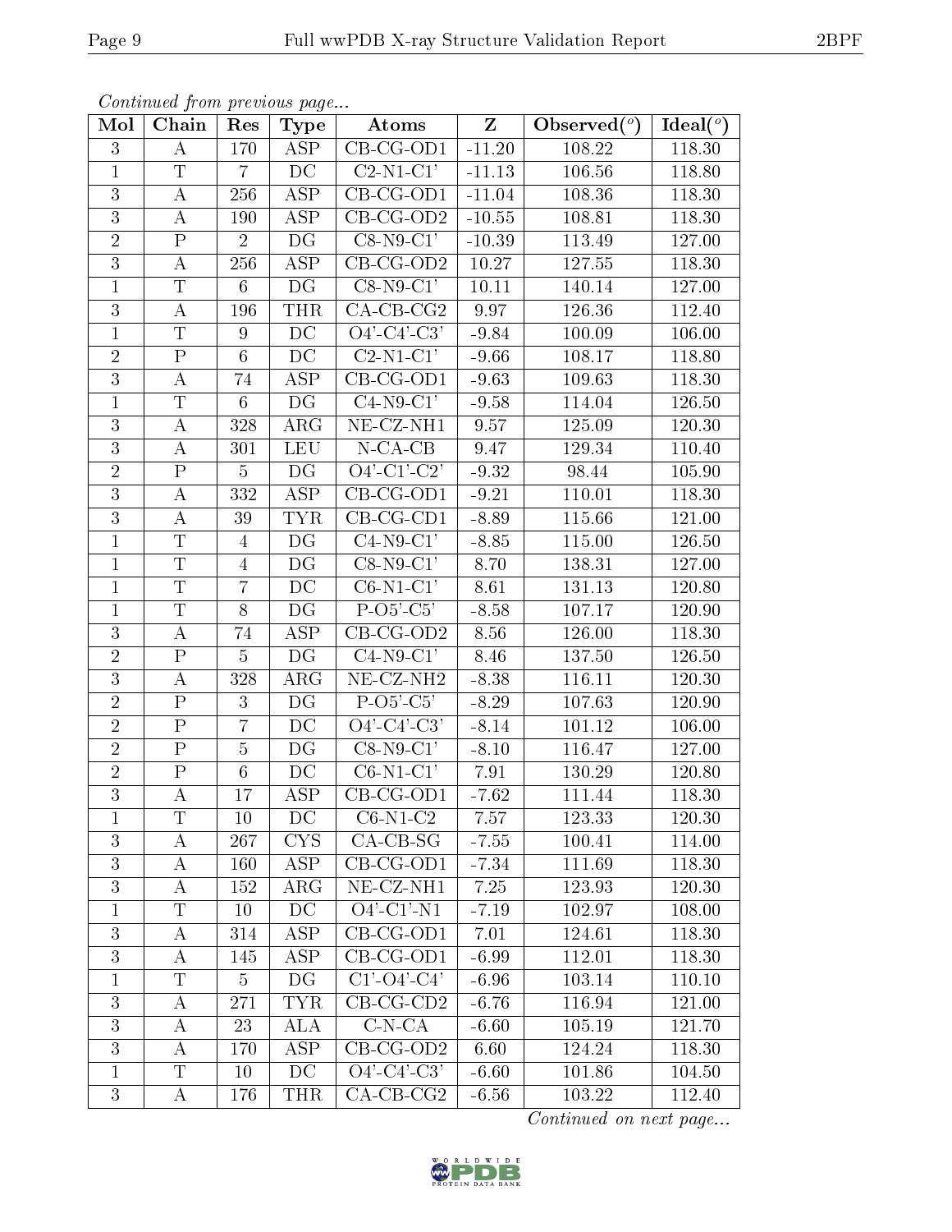*Continued from previous page...*

| Mol | Chain | Res | Type | Atoms | Z | Observed(°) | Ideal(°) |
|---|---|---|---|---|---|---|---|
| 3 | A | 170 | ASP | CB-CG-OD1 | -11.20 | 108.22 | 118.30 |
| 1 | T | 7 | DC | C2-N1-C1' | -11.13 | 106.56 | 118.80 |
| 3 | A | 256 | ASP | CB-CG-OD1 | -11.04 | 108.36 | 118.30 |
| 3 | A | 190 | ASP | CB-CG-OD2 | -10.55 | 108.81 | 118.30 |
| 2 | P | 2 | DG | C8-N9-C1' | -10.39 | 113.49 | 127.00 |
| 3 | A | 256 | ASP | CB-CG-OD2 | 10.27 | 127.55 | 118.30 |
| 1 | T | 6 | DG | C8-N9-C1' | 10.11 | 140.14 | 127.00 |
| 3 | A | 196 | THR | CA-CB-CG2 | 9.97 | 126.36 | 112.40 |
| 1 | T | 9 | DC | O4'-C4'-C3' | -9.84 | 100.09 | 106.00 |
| 2 | P | 6 | DC | C2-N1-C1' | -9.66 | 108.17 | 118.80 |
| 3 | A | 74 | ASP | CB-CG-OD1 | -9.63 | 109.63 | 118.30 |
| 1 | T | 6 | DG | C4-N9-C1' | -9.58 | 114.04 | 126.50 |
| 3 | A | 328 | ARG | NE-CZ-NH1 | 9.57 | 125.09 | 120.30 |
| 3 | A | 301 | LEU | N-CA-CB | 9.47 | 129.34 | 110.40 |
| 2 | P | 5 | DG | O4'-C1'-C2' | -9.32 | 98.44 | 105.90 |
| 3 | A | 332 | ASP | CB-CG-OD1 | -9.21 | 110.01 | 118.30 |
| 3 | A | 39 | TYR | CB-CG-CD1 | -8.89 | 115.66 | 121.00 |
| 1 | T | 4 | DG | C4-N9-C1' | -8.85 | 115.00 | 126.50 |
| 1 | T | 4 | DG | C8-N9-C1' | 8.70 | 138.31 | 127.00 |
| 1 | T | 7 | DC | C6-N1-C1' | 8.61 | 131.13 | 120.80 |
| 1 | T | 8 | DG | P-O5'-C5' | -8.58 | 107.17 | 120.90 |
| 3 | A | 74 | ASP | CB-CG-OD2 | 8.56 | 126.00 | 118.30 |
| 2 | P | 5 | DG | C4-N9-C1' | 8.46 | 137.50 | 126.50 |
| 3 | A | 328 | ARG | NE-CZ-NH2 | -8.38 | 116.11 | 120.30 |
| 2 | P | 3 | DG | P-O5'-C5' | -8.29 | 107.63 | 120.90 |
| 2 | P | 7 | DC | O4'-C4'-C3' | -8.14 | 101.12 | 106.00 |
| 2 | P | 5 | DG | C8-N9-C1' | -8.10 | 116.47 | 127.00 |
| 2 | P | 6 | DC | C6-N1-C1' | 7.91 | 130.29 | 120.80 |
| 3 | A | 17 | ASP | CB-CG-OD1 | -7.62 | 111.44 | 118.30 |
| 1 | T | 10 | DC | C6-N1-C2 | 7.57 | 123.33 | 120.30 |
| 3 | A | 267 | CYS | CA-CB-SG | -7.55 | 100.41 | 114.00 |
| 3 | A | 160 | ASP | CB-CG-OD1 | -7.34 | 111.69 | 118.30 |
| 3 | A | 152 | ARG | NE-CZ-NH1 | 7.25 | 123.93 | 120.30 |
| 1 | T | 10 | DC | O4'-C1'-N1 | -7.19 | 102.97 | 108.00 |
| 3 | A | 314 | ASP | CB-CG-OD1 | 7.01 | 124.61 | 118.30 |
| 3 | A | 145 | ASP | CB-CG-OD1 | -6.99 | 112.01 | 118.30 |
| 1 | T | 5 | DG | C1'-O4'-C4' | -6.96 | 103.14 | 110.10 |
| 3 | A | 271 | TYR | CB-CG-CD2 | -6.76 | 116.94 | 121.00 |
| 3 | A | 23 | ALA | C-N-CA | -6.60 | 105.19 | 121.70 |
| 3 | A | 170 | ASP | CB-CG-OD2 | 6.60 | 124.24 | 118.30 |
| 1 | T | 10 | DC | O4'-C4'-C3' | -6.60 | 101.86 | 104.50 |
| 3 | A | 176 | THR | CA-CB-CG2 | -6.56 | 103.22 | 112.40 |

*Continued on next page...*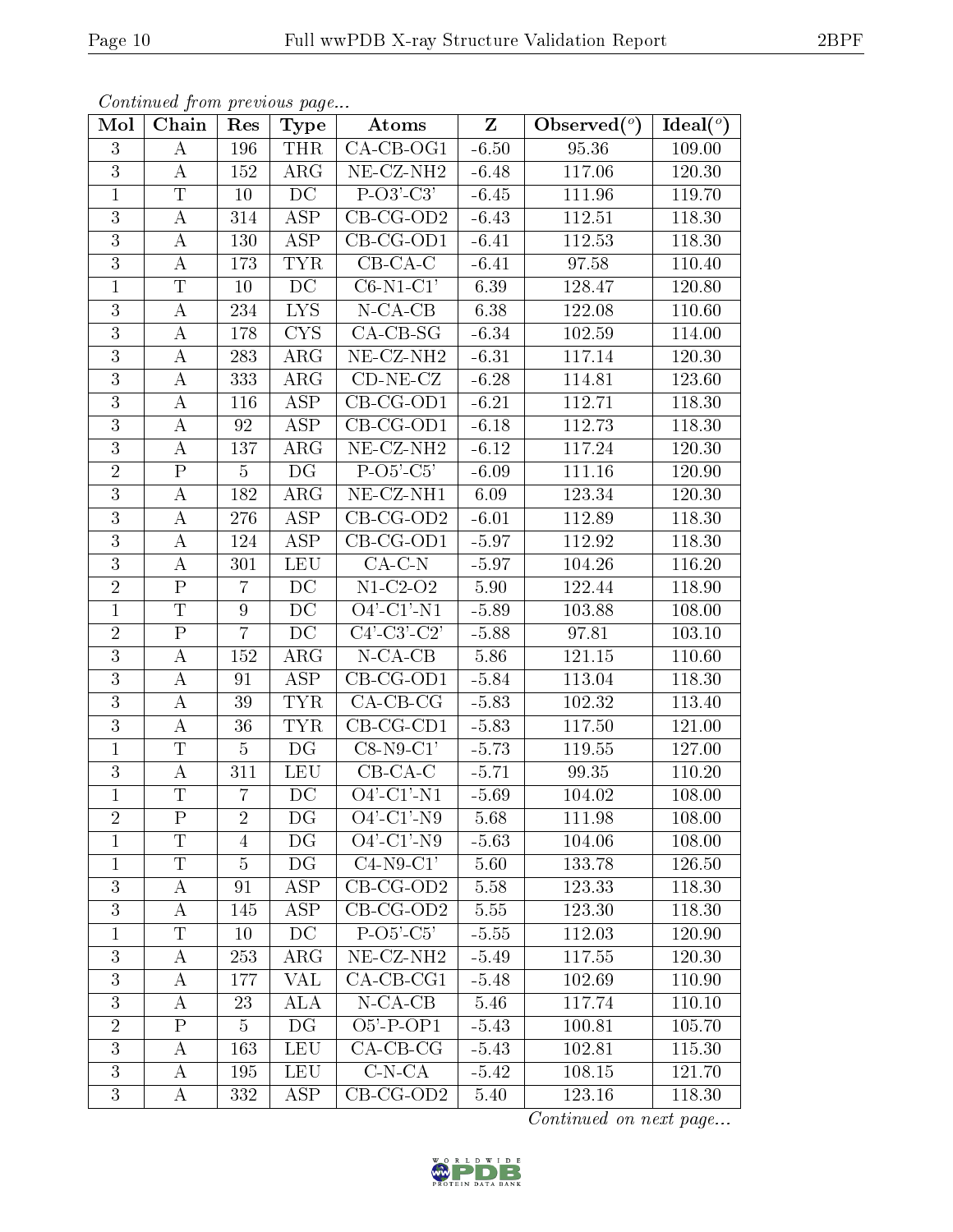*Continued from previous page...*

| Mol | Chain | Res | Type | Atoms | Z | Observed(°) | Ideal(°) |
|---|---|---|---|---|---|---|---|
| 3 | A | 196 | THR | CA-CB-OG1 | -6.50 | 95.36 | 109.00 |
| 3 | A | 152 | ARG | NE-CZ-NH2 | -6.48 | 117.06 | 120.30 |
| 1 | T | 10 | DC | P-O3'-C3' | -6.45 | 111.96 | 119.70 |
| 3 | A | 314 | ASP | CB-CG-OD2 | -6.43 | 112.51 | 118.30 |
| 3 | A | 130 | ASP | CB-CG-OD1 | -6.41 | 112.53 | 118.30 |
| 3 | A | 173 | TYR | CB-CA-C | -6.41 | 97.58 | 110.40 |
| 1 | T | 10 | DC | C6-N1-C1' | 6.39 | 128.47 | 120.80 |
| 3 | A | 234 | LYS | N-CA-CB | 6.38 | 122.08 | 110.60 |
| 3 | A | 178 | CYS | CA-CB-SG | -6.34 | 102.59 | 114.00 |
| 3 | A | 283 | ARG | NE-CZ-NH2 | -6.31 | 117.14 | 120.30 |
| 3 | A | 333 | ARG | CD-NE-CZ | -6.28 | 114.81 | 123.60 |
| 3 | A | 116 | ASP | CB-CG-OD1 | -6.21 | 112.71 | 118.30 |
| 3 | A | 92 | ASP | CB-CG-OD1 | -6.18 | 112.73 | 118.30 |
| 3 | A | 137 | ARG | NE-CZ-NH2 | -6.12 | 117.24 | 120.30 |
| 2 | P | 5 | DG | P-O5'-C5' | -6.09 | 111.16 | 120.90 |
| 3 | A | 182 | ARG | NE-CZ-NH1 | 6.09 | 123.34 | 120.30 |
| 3 | A | 276 | ASP | CB-CG-OD2 | -6.01 | 112.89 | 118.30 |
| 3 | A | 124 | ASP | CB-CG-OD1 | -5.97 | 112.92 | 118.30 |
| 3 | A | 301 | LEU | CA-C-N | -5.97 | 104.26 | 116.20 |
| 2 | P | 7 | DC | N1-C2-O2 | 5.90 | 122.44 | 118.90 |
| 1 | T | 9 | DC | O4'-C1'-N1 | -5.89 | 103.88 | 108.00 |
| 2 | P | 7 | DC | C4'-C3'-C2' | -5.88 | 97.81 | 103.10 |
| 3 | A | 152 | ARG | N-CA-CB | 5.86 | 121.15 | 110.60 |
| 3 | A | 91 | ASP | CB-CG-OD1 | -5.84 | 113.04 | 118.30 |
| 3 | A | 39 | TYR | CA-CB-CG | -5.83 | 102.32 | 113.40 |
| 3 | A | 36 | TYR | CB-CG-CD1 | -5.83 | 117.50 | 121.00 |
| 1 | T | 5 | DG | C8-N9-C1' | -5.73 | 119.55 | 127.00 |
| 3 | A | 311 | LEU | CB-CA-C | -5.71 | 99.35 | 110.20 |
| 1 | T | 7 | DC | O4'-C1'-N1 | -5.69 | 104.02 | 108.00 |
| 2 | P | 2 | DG | O4'-C1'-N9 | 5.68 | 111.98 | 108.00 |
| 1 | T | 4 | DG | O4'-C1'-N9 | -5.63 | 104.06 | 108.00 |
| 1 | T | 5 | DG | C4-N9-C1' | 5.60 | 133.78 | 126.50 |
| 3 | A | 91 | ASP | CB-CG-OD2 | 5.58 | 123.33 | 118.30 |
| 3 | A | 145 | ASP | CB-CG-OD2 | 5.55 | 123.30 | 118.30 |
| 1 | T | 10 | DC | P-O5'-C5' | -5.55 | 112.03 | 120.90 |
| 3 | A | 253 | ARG | NE-CZ-NH2 | -5.49 | 117.55 | 120.30 |
| 3 | A | 177 | VAL | CA-CB-CG1 | -5.48 | 102.69 | 110.90 |
| 3 | A | 23 | ALA | N-CA-CB | 5.46 | 117.74 | 110.10 |
| 2 | P | 5 | DG | O5'-P-OP1 | -5.43 | 100.81 | 105.70 |
| 3 | A | 163 | LEU | CA-CB-CG | -5.43 | 102.81 | 115.30 |
| 3 | A | 195 | LEU | C-N-CA | -5.42 | 108.15 | 121.70 |
| 3 | A | 332 | ASP | CB-CG-OD2 | 5.40 | 123.16 | 118.30 |

*Continued on next page...*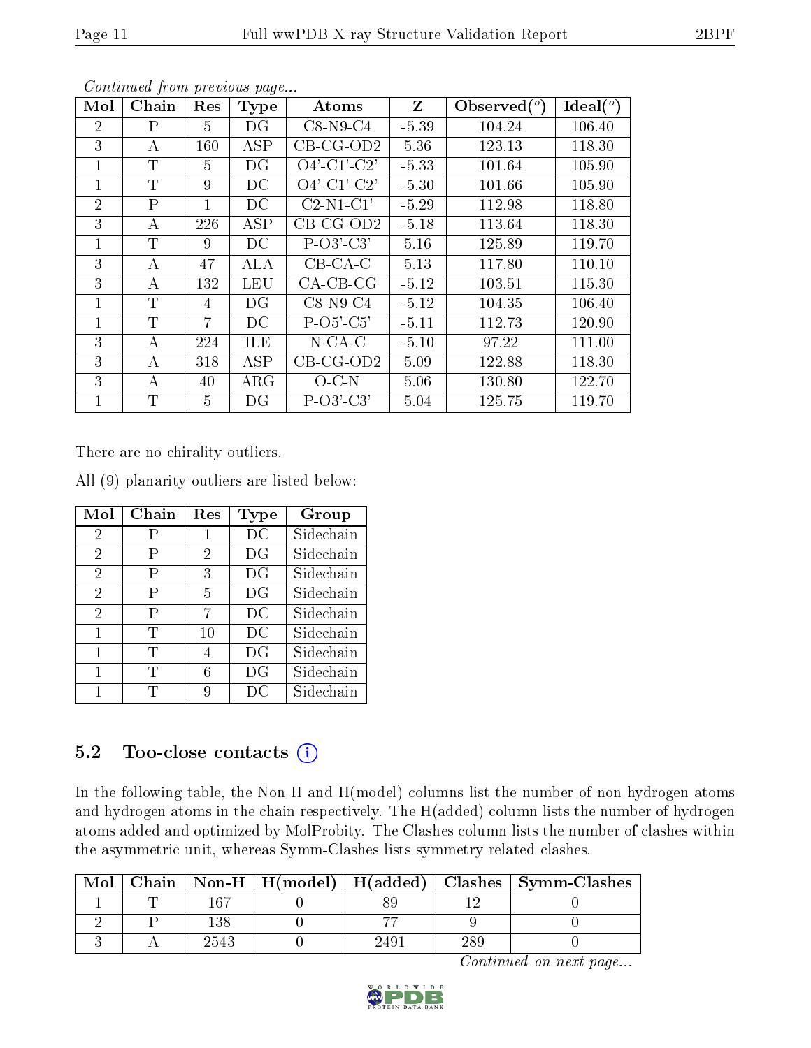*Continued from previous page...*

| Mol | Chain | Res | Type | Atoms | Z | Observed(°) | Ideal(°) |
|---|---|---|---|---|---|---|---|
| 2 | P | 5 | DG | C8-N9-C4 | -5.39 | 104.24 | 106.40 |
| 3 | A | 160 | ASP | CB-CG-OD2 | 5.36 | 123.13 | 118.30 |
| 1 | T | 5 | DG | O4'-C1'-C2' | -5.33 | 101.64 | 105.90 |
| 1 | T | 9 | DC | O4'-C1'-C2' | -5.30 | 101.66 | 105.90 |
| 2 | P | 1 | DC | C2-N1-C1' | -5.29 | 112.98 | 118.80 |
| 3 | A | 226 | ASP | CB-CG-OD2 | -5.18 | 113.64 | 118.30 |
| 1 | T | 9 | DC | P-O3'-C3' | 5.16 | 125.89 | 119.70 |
| 3 | A | 47 | ALA | CB-CA-C | 5.13 | 117.80 | 110.10 |
| 3 | A | 132 | LEU | CA-CB-CG | -5.12 | 103.51 | 115.30 |
| 1 | T | 4 | DG | C8-N9-C4 | -5.12 | 104.35 | 106.40 |
| 1 | T | 7 | DC | P-O5'-C5' | -5.11 | 112.73 | 120.90 |
| 3 | A | 224 | ILE | N-CA-C | -5.10 | 97.22 | 111.00 |
| 3 | A | 318 | ASP | CB-CG-OD2 | 5.09 | 122.88 | 118.30 |
| 3 | A | 40 | ARG | O-C-N | 5.06 | 130.80 | 122.70 |
| 1 | T | 5 | DG | P-O3'-C3' | 5.04 | 125.75 | 119.70 |

There are no chirality outliers.

All (9) planarity outliers are listed below:

| Mol | Chain | Res | Type | Group |
|---|---|---|---|---|
| 2 | P | 1 | DC | Sidechain |
| 2 | P | 2 | DG | Sidechain |
| 2 | P | 3 | DG | Sidechain |
| 2 | P | 5 | DG | Sidechain |
| 2 | P | 7 | DC | Sidechain |
| 1 | T | 10 | DC | Sidechain |
| 1 | T | 4 | DG | Sidechain |
| 1 | T | 6 | DG | Sidechain |
| 1 | T | 9 | DC | Sidechain |

## 5.2 Too-close contacts

In the following table, the Non-H and H(model) columns list the number of non-hydrogen atoms and hydrogen atoms in the chain respectively. The H(added) column lists the number of hydrogen atoms added and optimized by MolProbity. The Clashes column lists the number of clashes within the asymmetric unit, whereas Symm-Clashes lists symmetry related clashes.

| Mol | Chain | Non-H | H(model) | H(added) | Clashes | Symm-Clashes |
|---|---|---|---|---|---|---|
| 1 | T | 167 | 0 | 89 | 12 | 0 |
| 2 | P | 138 | 0 | 77 | 9 | 0 |
| 3 | A | 2543 | 0 | 2491 | 289 | 0 |

*Continued on next page...*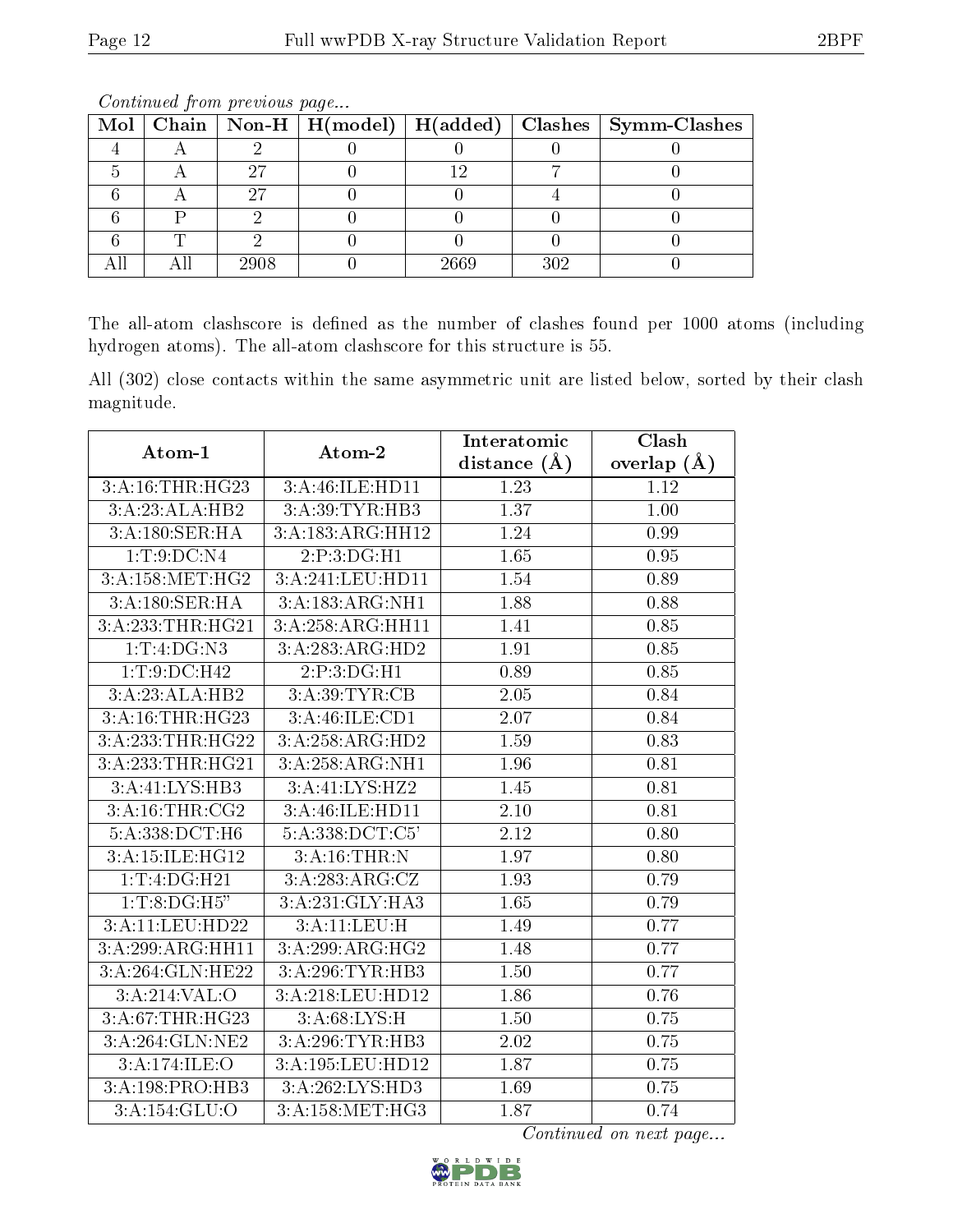*Continued from previous page...*

| Mol | Chain | Non-H | H(model) | H(added) | Clashes | Symm-Clashes |
|---|---|---|---|---|---|---|
| 4 | A | 2 | 0 | 0 | 0 | 0 |
| 5 | A | 27 | 0 | 12 | 7 | 0 |
| 6 | A | 27 | 0 | 0 | 4 | 0 |
| 6 | P | 2 | 0 | 0 | 0 | 0 |
| 6 | T | 2 | 0 | 0 | 0 | 0 |
| All | All | 2908 | 0 | 2669 | 302 | 0 |

The all-atom clashscore is defined as the number of clashes found per 1000 atoms (including hydrogen atoms). The all-atom clashscore for this structure is 55.

All (302) close contacts within the same asymmetric unit are listed below, sorted by their clash magnitude.

| Atom-1 | Atom-2 | Interatomic distance (Å) | Clash overlap (Å) |
|---|---|---|---|
| 3:A:16:THR:HG23 | 3:A:46:ILE:HD11 | 1.23 | 1.12 |
| 3:A:23:ALA:HB2 | 3:A:39:TYR:HB3 | 1.37 | 1.00 |
| 3:A:180:SER:HA | 3:A:183:ARG:HH12 | 1.24 | 0.99 |
| 1:T:9:DC:N4 | 2:P:3:DG:H1 | 1.65 | 0.95 |
| 3:A:158:MET:HG2 | 3:A:241:LEU:HD11 | 1.54 | 0.89 |
| 3:A:180:SER:HA | 3:A:183:ARG:NH1 | 1.88 | 0.88 |
| 3:A:233:THR:HG21 | 3:A:258:ARG:HH11 | 1.41 | 0.85 |
| 1:T:4:DG:N3 | 3:A:283:ARG:HD2 | 1.91 | 0.85 |
| 1:T:9:DC:H42 | 2:P:3:DG:H1 | 0.89 | 0.85 |
| 3:A:23:ALA:HB2 | 3:A:39:TYR:CB | 2.05 | 0.84 |
| 3:A:16:THR:HG23 | 3:A:46:ILE:CD1 | 2.07 | 0.84 |
| 3:A:233:THR:HG22 | 3:A:258:ARG:HD2 | 1.59 | 0.83 |
| 3:A:233:THR:HG21 | 3:A:258:ARG:NH1 | 1.96 | 0.81 |
| 3:A:41:LYS:HB3 | 3:A:41:LYS:HZ2 | 1.45 | 0.81 |
| 3:A:16:THR:CG2 | 3:A:46:ILE:HD11 | 2.10 | 0.81 |
| 5:A:338:DCT:H6 | 5:A:338:DCT:C5' | 2.12 | 0.80 |
| 3:A:15:ILE:HG12 | 3:A:16:THR:N | 1.97 | 0.80 |
| 1:T:4:DG:H21 | 3:A:283:ARG:CZ | 1.93 | 0.79 |
| 1:T:8:DG:H5" | 3:A:231:GLY:HA3 | 1.65 | 0.79 |
| 3:A:11:LEU:HD22 | 3:A:11:LEU:H | 1.49 | 0.77 |
| 3:A:299:ARG:HH11 | 3:A:299:ARG:HG2 | 1.48 | 0.77 |
| 3:A:264:GLN:HE22 | 3:A:296:TYR:HB3 | 1.50 | 0.77 |
| 3:A:214:VAL:O | 3:A:218:LEU:HD12 | 1.86 | 0.76 |
| 3:A:67:THR:HG23 | 3:A:68:LYS:H | 1.50 | 0.75 |
| 3:A:264:GLN:NE2 | 3:A:296:TYR:HB3 | 2.02 | 0.75 |
| 3:A:174:ILE:O | 3:A:195:LEU:HD12 | 1.87 | 0.75 |
| 3:A:198:PRO:HB3 | 3:A:262:LYS:HD3 | 1.69 | 0.75 |
| 3:A:154:GLU:O | 3:A:158:MET:HG3 | 1.87 | 0.74 |

*Continued on next page...*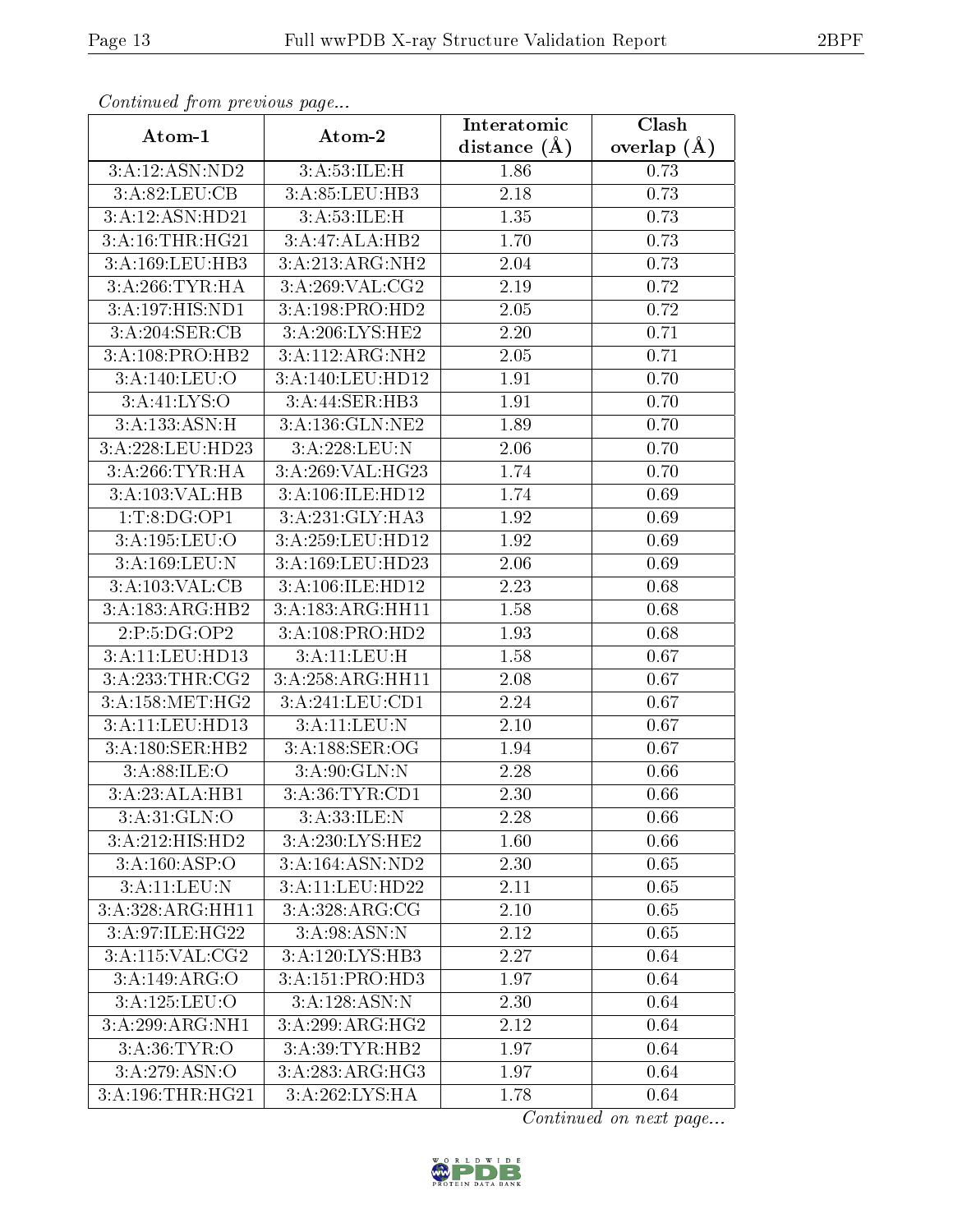*Continued from previous page...*

| Atom-1 | Atom-2 | Interatomic distance (Å) | Clash overlap (Å) |
|---|---|---|---|
| 3:A:12:ASN:ND2 | 3:A:53:ILE:H | 1.86 | 0.73 |
| 3:A:82:LEU:CB | 3:A:85:LEU:HB3 | 2.18 | 0.73 |
| 3:A:12:ASN:HD21 | 3:A:53:ILE:H | 1.35 | 0.73 |
| 3:A:16:THR:HG21 | 3:A:47:ALA:HB2 | 1.70 | 0.73 |
| 3:A:169:LEU:HB3 | 3:A:213:ARG:NH2 | 2.04 | 0.73 |
| 3:A:266:TYR:HA | 3:A:269:VAL:CG2 | 2.19 | 0.72 |
| 3:A:197:HIS:ND1 | 3:A:198:PRO:HD2 | 2.05 | 0.72 |
| 3:A:204:SER:CB | 3:A:206:LYS:HE2 | 2.20 | 0.71 |
| 3:A:108:PRO:HB2 | 3:A:112:ARG:NH2 | 2.05 | 0.71 |
| 3:A:140:LEU:O | 3:A:140:LEU:HD12 | 1.91 | 0.70 |
| 3:A:41:LYS:O | 3:A:44:SER:HB3 | 1.91 | 0.70 |
| 3:A:133:ASN:H | 3:A:136:GLN:NE2 | 1.89 | 0.70 |
| 3:A:228:LEU:HD23 | 3:A:228:LEU:N | 2.06 | 0.70 |
| 3:A:266:TYR:HA | 3:A:269:VAL:HG23 | 1.74 | 0.70 |
| 3:A:103:VAL:HB | 3:A:106:ILE:HD12 | 1.74 | 0.69 |
| 1:T:8:DG:OP1 | 3:A:231:GLY:HA3 | 1.92 | 0.69 |
| 3:A:195:LEU:O | 3:A:259:LEU:HD12 | 1.92 | 0.69 |
| 3:A:169:LEU:N | 3:A:169:LEU:HD23 | 2.06 | 0.69 |
| 3:A:103:VAL:CB | 3:A:106:ILE:HD12 | 2.23 | 0.68 |
| 3:A:183:ARG:HB2 | 3:A:183:ARG:HH11 | 1.58 | 0.68 |
| 2:P:5:DG:OP2 | 3:A:108:PRO:HD2 | 1.93 | 0.68 |
| 3:A:11:LEU:HD13 | 3:A:11:LEU:H | 1.58 | 0.67 |
| 3:A:233:THR:CG2 | 3:A:258:ARG:HH11 | 2.08 | 0.67 |
| 3:A:158:MET:HG2 | 3:A:241:LEU:CD1 | 2.24 | 0.67 |
| 3:A:11:LEU:HD13 | 3:A:11:LEU:N | 2.10 | 0.67 |
| 3:A:180:SER:HB2 | 3:A:188:SER:OG | 1.94 | 0.67 |
| 3:A:88:ILE:O | 3:A:90:GLN:N | 2.28 | 0.66 |
| 3:A:23:ALA:HB1 | 3:A:36:TYR:CD1 | 2.30 | 0.66 |
| 3:A:31:GLN:O | 3:A:33:ILE:N | 2.28 | 0.66 |
| 3:A:212:HIS:HD2 | 3:A:230:LYS:HE2 | 1.60 | 0.66 |
| 3:A:160:ASP:O | 3:A:164:ASN:ND2 | 2.30 | 0.65 |
| 3:A:11:LEU:N | 3:A:11:LEU:HD22 | 2.11 | 0.65 |
| 3:A:328:ARG:HH11 | 3:A:328:ARG:CG | 2.10 | 0.65 |
| 3:A:97:ILE:HG22 | 3:A:98:ASN:N | 2.12 | 0.65 |
| 3:A:115:VAL:CG2 | 3:A:120:LYS:HB3 | 2.27 | 0.64 |
| 3:A:149:ARG:O | 3:A:151:PRO:HD3 | 1.97 | 0.64 |
| 3:A:125:LEU:O | 3:A:128:ASN:N | 2.30 | 0.64 |
| 3:A:299:ARG:NH1 | 3:A:299:ARG:HG2 | 2.12 | 0.64 |
| 3:A:36:TYR:O | 3:A:39:TYR:HB2 | 1.97 | 0.64 |
| 3:A:279:ASN:O | 3:A:283:ARG:HG3 | 1.97 | 0.64 |
| 3:A:196:THR:HG21 | 3:A:262:LYS:HA | 1.78 | 0.64 |

*Continued on next page...*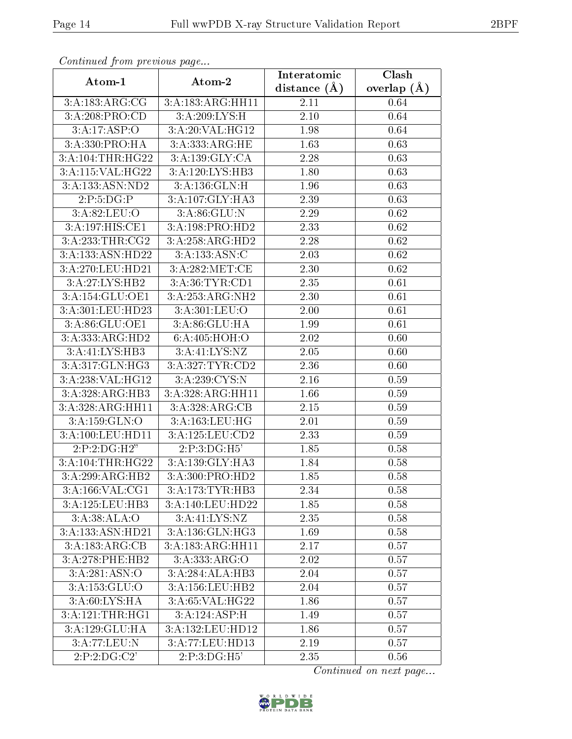*Continued from previous page...*

| Atom-1 | Atom-2 | Interatomic distance (Å) | Clash overlap (Å) |
|---|---|---|---|
| 3:A:183:ARG:CG | 3:A:183:ARG:HH11 | 2.11 | 0.64 |
| 3:A:208:PRO:CD | 3:A:209:LYS:H | 2.10 | 0.64 |
| 3:A:17:ASP:O | 3:A:20:VAL:HG12 | 1.98 | 0.64 |
| 3:A:330:PRO:HA | 3:A:333:ARG:HE | 1.63 | 0.63 |
| 3:A:104:THR:HG22 | 3:A:139:GLY:CA | 2.28 | 0.63 |
| 3:A:115:VAL:HG22 | 3:A:120:LYS:HB3 | 1.80 | 0.63 |
| 3:A:133:ASN:ND2 | 3:A:136:GLN:H | 1.96 | 0.63 |
| 2:P:5:DG:P | 3:A:107:GLY:HA3 | 2.39 | 0.63 |
| 3:A:82:LEU:O | 3:A:86:GLU:N | 2.29 | 0.62 |
| 3:A:197:HIS:CE1 | 3:A:198:PRO:HD2 | 2.33 | 0.62 |
| 3:A:233:THR:CG2 | 3:A:258:ARG:HD2 | 2.28 | 0.62 |
| 3:A:133:ASN:HD22 | 3:A:133:ASN:C | 2.03 | 0.62 |
| 3:A:270:LEU:HD21 | 3:A:282:MET:CE | 2.30 | 0.62 |
| 3:A:27:LYS:HB2 | 3:A:36:TYR:CD1 | 2.35 | 0.61 |
| 3:A:154:GLU:OE1 | 3:A:253:ARG:NH2 | 2.30 | 0.61 |
| 3:A:301:LEU:HD23 | 3:A:301:LEU:O | 2.00 | 0.61 |
| 3:A:86:GLU:OE1 | 3:A:86:GLU:HA | 1.99 | 0.61 |
| 3:A:333:ARG:HD2 | 6:A:405:HOH:O | 2.02 | 0.60 |
| 3:A:41:LYS:HB3 | 3:A:41:LYS:NZ | 2.05 | 0.60 |
| 3:A:317:GLN:HG3 | 3:A:327:TYR:CD2 | 2.36 | 0.60 |
| 3:A:238:VAL:HG12 | 3:A:239:CYS:N | 2.16 | 0.59 |
| 3:A:328:ARG:HB3 | 3:A:328:ARG:HH11 | 1.66 | 0.59 |
| 3:A:328:ARG:HH11 | 3:A:328:ARG:CB | 2.15 | 0.59 |
| 3:A:159:GLN:O | 3:A:163:LEU:HG | 2.01 | 0.59 |
| 3:A:100:LEU:HD11 | 3:A:125:LEU:CD2 | 2.33 | 0.59 |
| 2:P:2:DG:H2" | 2:P:3:DG:H5' | 1.85 | 0.58 |
| 3:A:104:THR:HG22 | 3:A:139:GLY:HA3 | 1.84 | 0.58 |
| 3:A:299:ARG:HB2 | 3:A:300:PRO:HD2 | 1.85 | 0.58 |
| 3:A:166:VAL:CG1 | 3:A:173:TYR:HB3 | 2.34 | 0.58 |
| 3:A:125:LEU:HB3 | 3:A:140:LEU:HD22 | 1.85 | 0.58 |
| 3:A:38:ALA:O | 3:A:41:LYS:NZ | 2.35 | 0.58 |
| 3:A:133:ASN:HD21 | 3:A:136:GLN:HG3 | 1.69 | 0.58 |
| 3:A:183:ARG:CB | 3:A:183:ARG:HH11 | 2.17 | 0.57 |
| 3:A:278:PHE:HB2 | 3:A:333:ARG:O | 2.02 | 0.57 |
| 3:A:281:ASN:O | 3:A:284:ALA:HB3 | 2.04 | 0.57 |
| 3:A:153:GLU:O | 3:A:156:LEU:HB2 | 2.04 | 0.57 |
| 3:A:60:LYS:HA | 3:A:65:VAL:HG22 | 1.86 | 0.57 |
| 3:A:121:THR:HG1 | 3:A:124:ASP:H | 1.49 | 0.57 |
| 3:A:129:GLU:HA | 3:A:132:LEU:HD12 | 1.86 | 0.57 |
| 3:A:77:LEU:N | 3:A:77:LEU:HD13 | 2.19 | 0.57 |
| 2:P:2:DG:C2' | 2:P:3:DG:H5' | 2.35 | 0.56 |

*Continued on next page...*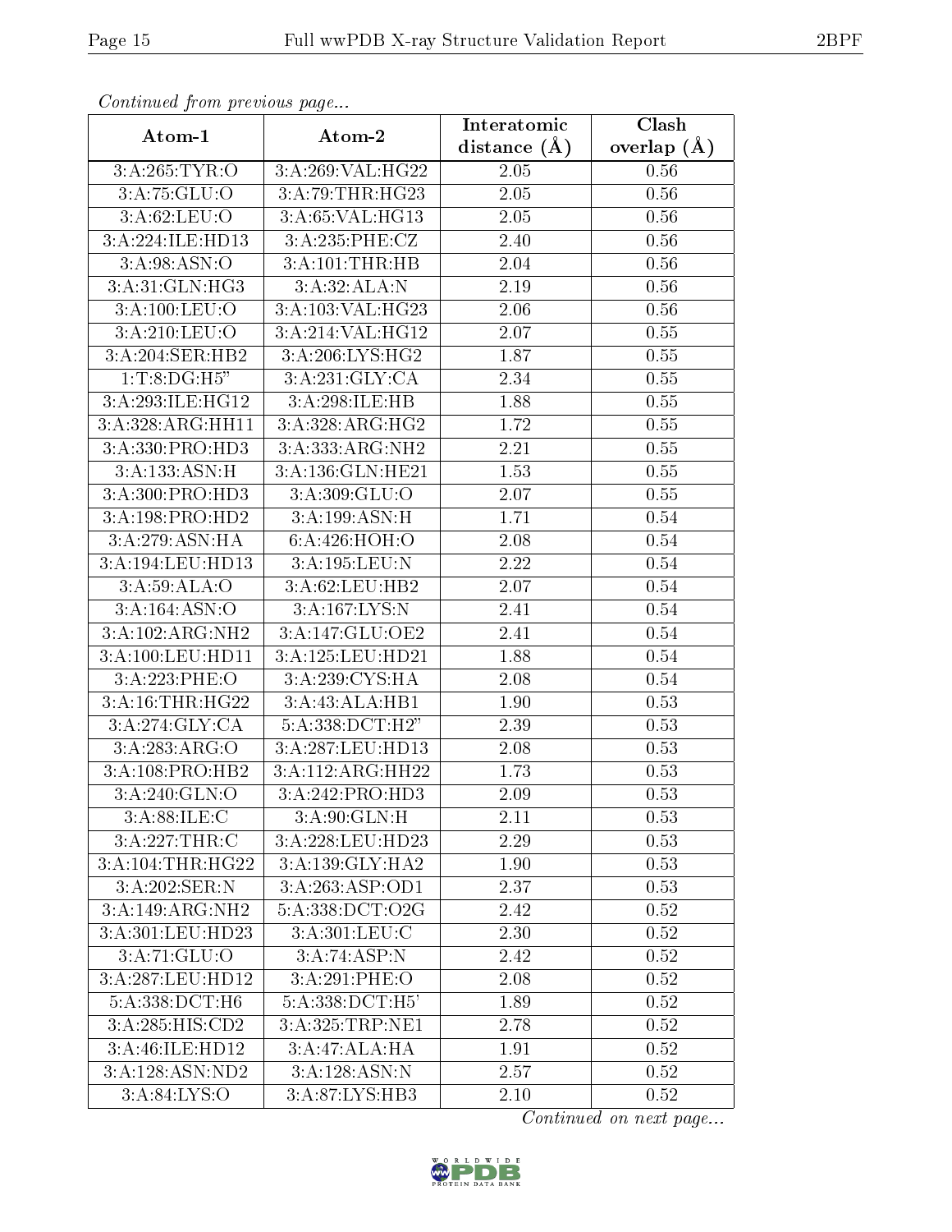*Continued from previous page...*

| Atom-1 | Atom-2 | Interatomic distance (Å) | Clash overlap (Å) |
|---|---|---|---|
| 3:A:265:TYR:O | 3:A:269:VAL:HG22 | 2.05 | 0.56 |
| 3:A:75:GLU:O | 3:A:79:THR:HG23 | 2.05 | 0.56 |
| 3:A:62:LEU:O | 3:A:65:VAL:HG13 | 2.05 | 0.56 |
| 3:A:224:ILE:HD13 | 3:A:235:PHE:CZ | 2.40 | 0.56 |
| 3:A:98:ASN:O | 3:A:101:THR:HB | 2.04 | 0.56 |
| 3:A:31:GLN:HG3 | 3:A:32:ALA:N | 2.19 | 0.56 |
| 3:A:100:LEU:O | 3:A:103:VAL:HG23 | 2.06 | 0.56 |
| 3:A:210:LEU:O | 3:A:214:VAL:HG12 | 2.07 | 0.55 |
| 3:A:204:SER:HB2 | 3:A:206:LYS:HG2 | 1.87 | 0.55 |
| 1:T:8:DG:H5" | 3:A:231:GLY:CA | 2.34 | 0.55 |
| 3:A:293:ILE:HG12 | 3:A:298:ILE:HB | 1.88 | 0.55 |
| 3:A:328:ARG:HH11 | 3:A:328:ARG:HG2 | 1.72 | 0.55 |
| 3:A:330:PRO:HD3 | 3:A:333:ARG:NH2 | 2.21 | 0.55 |
| 3:A:133:ASN:H | 3:A:136:GLN:HE21 | 1.53 | 0.55 |
| 3:A:300:PRO:HD3 | 3:A:309:GLU:O | 2.07 | 0.55 |
| 3:A:198:PRO:HD2 | 3:A:199:ASN:H | 1.71 | 0.54 |
| 3:A:279:ASN:HA | 6:A:426:HOH:O | 2.08 | 0.54 |
| 3:A:194:LEU:HD13 | 3:A:195:LEU:N | 2.22 | 0.54 |
| 3:A:59:ALA:O | 3:A:62:LEU:HB2 | 2.07 | 0.54 |
| 3:A:164:ASN:O | 3:A:167:LYS:N | 2.41 | 0.54 |
| 3:A:102:ARG:NH2 | 3:A:147:GLU:OE2 | 2.41 | 0.54 |
| 3:A:100:LEU:HD11 | 3:A:125:LEU:HD21 | 1.88 | 0.54 |
| 3:A:223:PHE:O | 3:A:239:CYS:HA | 2.08 | 0.54 |
| 3:A:16:THR:HG22 | 3:A:43:ALA:HB1 | 1.90 | 0.53 |
| 3:A:274:GLY:CA | 5:A:338:DCT:H2" | 2.39 | 0.53 |
| 3:A:283:ARG:O | 3:A:287:LEU:HD13 | 2.08 | 0.53 |
| 3:A:108:PRO:HB2 | 3:A:112:ARG:HH22 | 1.73 | 0.53 |
| 3:A:240:GLN:O | 3:A:242:PRO:HD3 | 2.09 | 0.53 |
| 3:A:88:ILE:C | 3:A:90:GLN:H | 2.11 | 0.53 |
| 3:A:227:THR:C | 3:A:228:LEU:HD23 | 2.29 | 0.53 |
| 3:A:104:THR:HG22 | 3:A:139:GLY:HA2 | 1.90 | 0.53 |
| 3:A:202:SER:N | 3:A:263:ASP:OD1 | 2.37 | 0.53 |
| 3:A:149:ARG:NH2 | 5:A:338:DCT:O2G | 2.42 | 0.52 |
| 3:A:301:LEU:HD23 | 3:A:301:LEU:C | 2.30 | 0.52 |
| 3:A:71:GLU:O | 3:A:74:ASP:N | 2.42 | 0.52 |
| 3:A:287:LEU:HD12 | 3:A:291:PHE:O | 2.08 | 0.52 |
| 5:A:338:DCT:H6 | 5:A:338:DCT:H5' | 1.89 | 0.52 |
| 3:A:285:HIS:CD2 | 3:A:325:TRP:NE1 | 2.78 | 0.52 |
| 3:A:46:ILE:HD12 | 3:A:47:ALA:HA | 1.91 | 0.52 |
| 3:A:128:ASN:ND2 | 3:A:128:ASN:N | 2.57 | 0.52 |
| 3:A:84:LYS:O | 3:A:87:LYS:HB3 | 2.10 | 0.52 |

*Continued on next page...*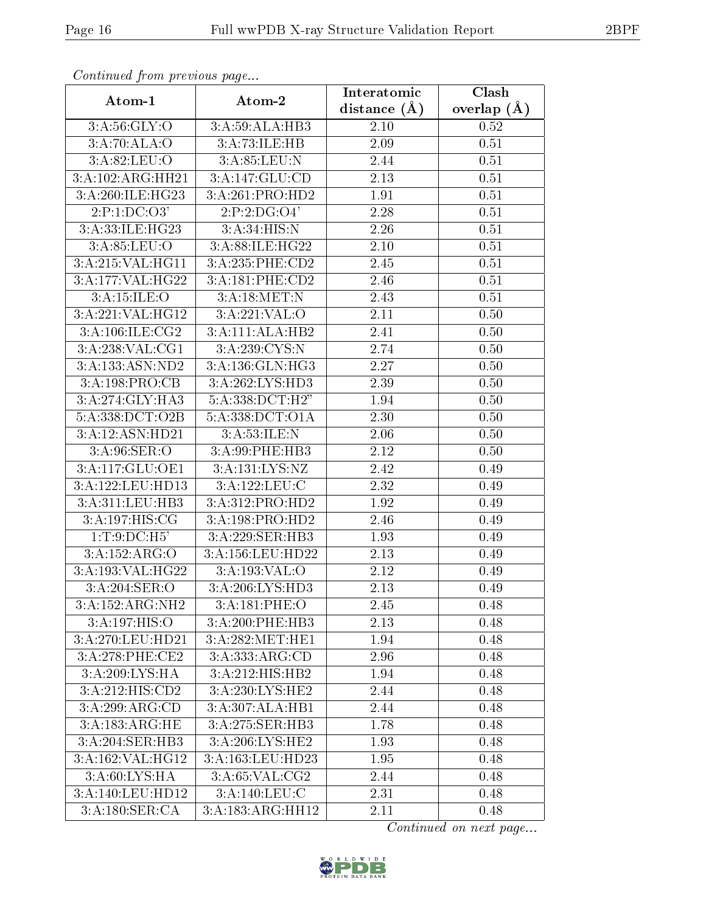*Continued from previous page...*

| Atom-1 | Atom-2 | Interatomic distance (Å) | Clash overlap (Å) |
|---|---|---|---|
| 3:A:56:GLY:O | 3:A:59:ALA:HB3 | 2.10 | 0.52 |
| 3:A:70:ALA:O | 3:A:73:ILE:HB | 2.09 | 0.51 |
| 3:A:82:LEU:O | 3:A:85:LEU:N | 2.44 | 0.51 |
| 3:A:102:ARG:HH21 | 3:A:147:GLU:CD | 2.13 | 0.51 |
| 3:A:260:ILE:HG23 | 3:A:261:PRO:HD2 | 1.91 | 0.51 |
| 2:P:1:DC:O3' | 2:P:2:DG:O4' | 2.28 | 0.51 |
| 3:A:33:ILE:HG23 | 3:A:34:HIS:N | 2.26 | 0.51 |
| 3:A:85:LEU:O | 3:A:88:ILE:HG22 | 2.10 | 0.51 |
| 3:A:215:VAL:HG11 | 3:A:235:PHE:CD2 | 2.45 | 0.51 |
| 3:A:177:VAL:HG22 | 3:A:181:PHE:CD2 | 2.46 | 0.51 |
| 3:A:15:ILE:O | 3:A:18:MET:N | 2.43 | 0.51 |
| 3:A:221:VAL:HG12 | 3:A:221:VAL:O | 2.11 | 0.50 |
| 3:A:106:ILE:CG2 | 3:A:111:ALA:HB2 | 2.41 | 0.50 |
| 3:A:238:VAL:CG1 | 3:A:239:CYS:N | 2.74 | 0.50 |
| 3:A:133:ASN:ND2 | 3:A:136:GLN:HG3 | 2.27 | 0.50 |
| 3:A:198:PRO:CB | 3:A:262:LYS:HD3 | 2.39 | 0.50 |
| 3:A:274:GLY:HA3 | 5:A:338:DCT:H2" | 1.94 | 0.50 |
| 5:A:338:DCT:O2B | 5:A:338:DCT:O1A | 2.30 | 0.50 |
| 3:A:12:ASN:HD21 | 3:A:53:ILE:N | 2.06 | 0.50 |
| 3:A:96:SER:O | 3:A:99:PHE:HB3 | 2.12 | 0.50 |
| 3:A:117:GLU:OE1 | 3:A:131:LYS:NZ | 2.42 | 0.49 |
| 3:A:122:LEU:HD13 | 3:A:122:LEU:C | 2.32 | 0.49 |
| 3:A:311:LEU:HB3 | 3:A:312:PRO:HD2 | 1.92 | 0.49 |
| 3:A:197:HIS:CG | 3:A:198:PRO:HD2 | 2.46 | 0.49 |
| 1:T:9:DC:H5' | 3:A:229:SER:HB3 | 1.93 | 0.49 |
| 3:A:152:ARG:O | 3:A:156:LEU:HD22 | 2.13 | 0.49 |
| 3:A:193:VAL:HG22 | 3:A:193:VAL:O | 2.12 | 0.49 |
| 3:A:204:SER:O | 3:A:206:LYS:HD3 | 2.13 | 0.49 |
| 3:A:152:ARG:NH2 | 3:A:181:PHE:O | 2.45 | 0.48 |
| 3:A:197:HIS:O | 3:A:200:PHE:HB3 | 2.13 | 0.48 |
| 3:A:270:LEU:HD21 | 3:A:282:MET:HE1 | 1.94 | 0.48 |
| 3:A:278:PHE:CE2 | 3:A:333:ARG:CD | 2.96 | 0.48 |
| 3:A:209:LYS:HA | 3:A:212:HIS:HB2 | 1.94 | 0.48 |
| 3:A:212:HIS:CD2 | 3:A:230:LYS:HE2 | 2.44 | 0.48 |
| 3:A:299:ARG:CD | 3:A:307:ALA:HB1 | 2.44 | 0.48 |
| 3:A:183:ARG:HE | 3:A:275:SER:HB3 | 1.78 | 0.48 |
| 3:A:204:SER:HB3 | 3:A:206:LYS:HE2 | 1.93 | 0.48 |
| 3:A:162:VAL:HG12 | 3:A:163:LEU:HD23 | 1.95 | 0.48 |
| 3:A:60:LYS:HA | 3:A:65:VAL:CG2 | 2.44 | 0.48 |
| 3:A:140:LEU:HD12 | 3:A:140:LEU:C | 2.31 | 0.48 |
| 3:A:180:SER:CA | 3:A:183:ARG:HH12 | 2.11 | 0.48 |

*Continued on next page...*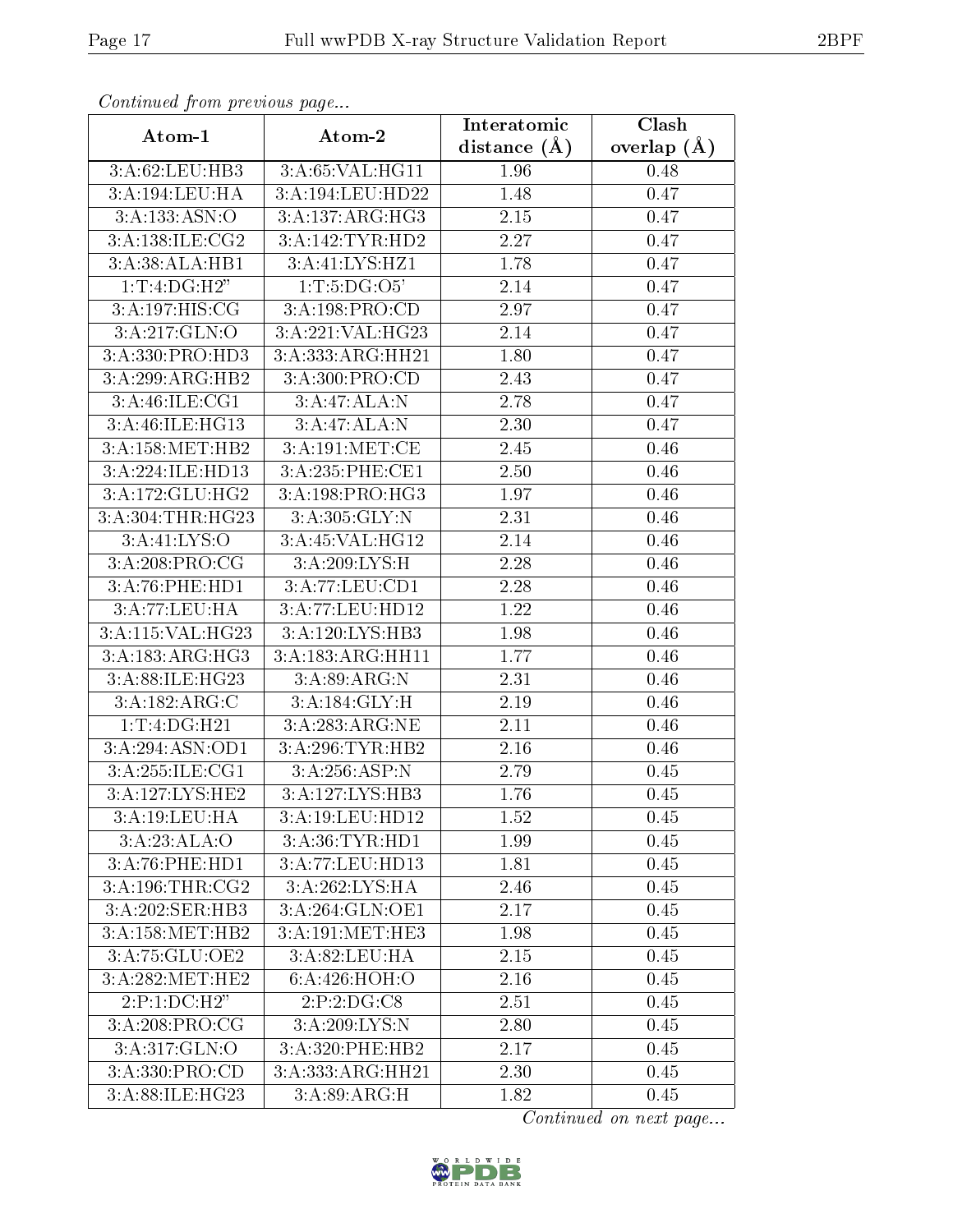*Continued from previous page...*

| Atom-1 | Atom-2 | Interatomic distance (Å) | Clash overlap (Å) |
|---|---|---|---|
| 3:A:62:LEU:HB3 | 3:A:65:VAL:HG11 | 1.96 | 0.48 |
| 3:A:194:LEU:HA | 3:A:194:LEU:HD22 | 1.48 | 0.47 |
| 3:A:133:ASN:O | 3:A:137:ARG:HG3 | 2.15 | 0.47 |
| 3:A:138:ILE:CG2 | 3:A:142:TYR:HD2 | 2.27 | 0.47 |
| 3:A:38:ALA:HB1 | 3:A:41:LYS:HZ1 | 1.78 | 0.47 |
| 1:T:4:DG:H2" | 1:T:5:DG:O5' | 2.14 | 0.47 |
| 3:A:197:HIS:CG | 3:A:198:PRO:CD | 2.97 | 0.47 |
| 3:A:217:GLN:O | 3:A:221:VAL:HG23 | 2.14 | 0.47 |
| 3:A:330:PRO:HD3 | 3:A:333:ARG:HH21 | 1.80 | 0.47 |
| 3:A:299:ARG:HB2 | 3:A:300:PRO:CD | 2.43 | 0.47 |
| 3:A:46:ILE:CG1 | 3:A:47:ALA:N | 2.78 | 0.47 |
| 3:A:46:ILE:HG13 | 3:A:47:ALA:N | 2.30 | 0.47 |
| 3:A:158:MET:HB2 | 3:A:191:MET:CE | 2.45 | 0.46 |
| 3:A:224:ILE:HD13 | 3:A:235:PHE:CE1 | 2.50 | 0.46 |
| 3:A:172:GLU:HG2 | 3:A:198:PRO:HG3 | 1.97 | 0.46 |
| 3:A:304:THR:HG23 | 3:A:305:GLY:N | 2.31 | 0.46 |
| 3:A:41:LYS:O | 3:A:45:VAL:HG12 | 2.14 | 0.46 |
| 3:A:208:PRO:CG | 3:A:209:LYS:H | 2.28 | 0.46 |
| 3:A:76:PHE:HD1 | 3:A:77:LEU:CD1 | 2.28 | 0.46 |
| 3:A:77:LEU:HA | 3:A:77:LEU:HD12 | 1.22 | 0.46 |
| 3:A:115:VAL:HG23 | 3:A:120:LYS:HB3 | 1.98 | 0.46 |
| 3:A:183:ARG:HG3 | 3:A:183:ARG:HH11 | 1.77 | 0.46 |
| 3:A:88:ILE:HG23 | 3:A:89:ARG:N | 2.31 | 0.46 |
| 3:A:182:ARG:C | 3:A:184:GLY:H | 2.19 | 0.46 |
| 1:T:4:DG:H21 | 3:A:283:ARG:NE | 2.11 | 0.46 |
| 3:A:294:ASN:OD1 | 3:A:296:TYR:HB2 | 2.16 | 0.46 |
| 3:A:255:ILE:CG1 | 3:A:256:ASP:N | 2.79 | 0.45 |
| 3:A:127:LYS:HE2 | 3:A:127:LYS:HB3 | 1.76 | 0.45 |
| 3:A:19:LEU:HA | 3:A:19:LEU:HD12 | 1.52 | 0.45 |
| 3:A:23:ALA:O | 3:A:36:TYR:HD1 | 1.99 | 0.45 |
| 3:A:76:PHE:HD1 | 3:A:77:LEU:HD13 | 1.81 | 0.45 |
| 3:A:196:THR:CG2 | 3:A:262:LYS:HA | 2.46 | 0.45 |
| 3:A:202:SER:HB3 | 3:A:264:GLN:OE1 | 2.17 | 0.45 |
| 3:A:158:MET:HB2 | 3:A:191:MET:HE3 | 1.98 | 0.45 |
| 3:A:75:GLU:OE2 | 3:A:82:LEU:HA | 2.15 | 0.45 |
| 3:A:282:MET:HE2 | 6:A:426:HOH:O | 2.16 | 0.45 |
| 2:P:1:DC:H2" | 2:P:2:DG:C8 | 2.51 | 0.45 |
| 3:A:208:PRO:CG | 3:A:209:LYS:N | 2.80 | 0.45 |
| 3:A:317:GLN:O | 3:A:320:PHE:HB2 | 2.17 | 0.45 |
| 3:A:330:PRO:CD | 3:A:333:ARG:HH21 | 2.30 | 0.45 |
| 3:A:88:ILE:HG23 | 3:A:89:ARG:H | 1.82 | 0.45 |

*Continued on next page...*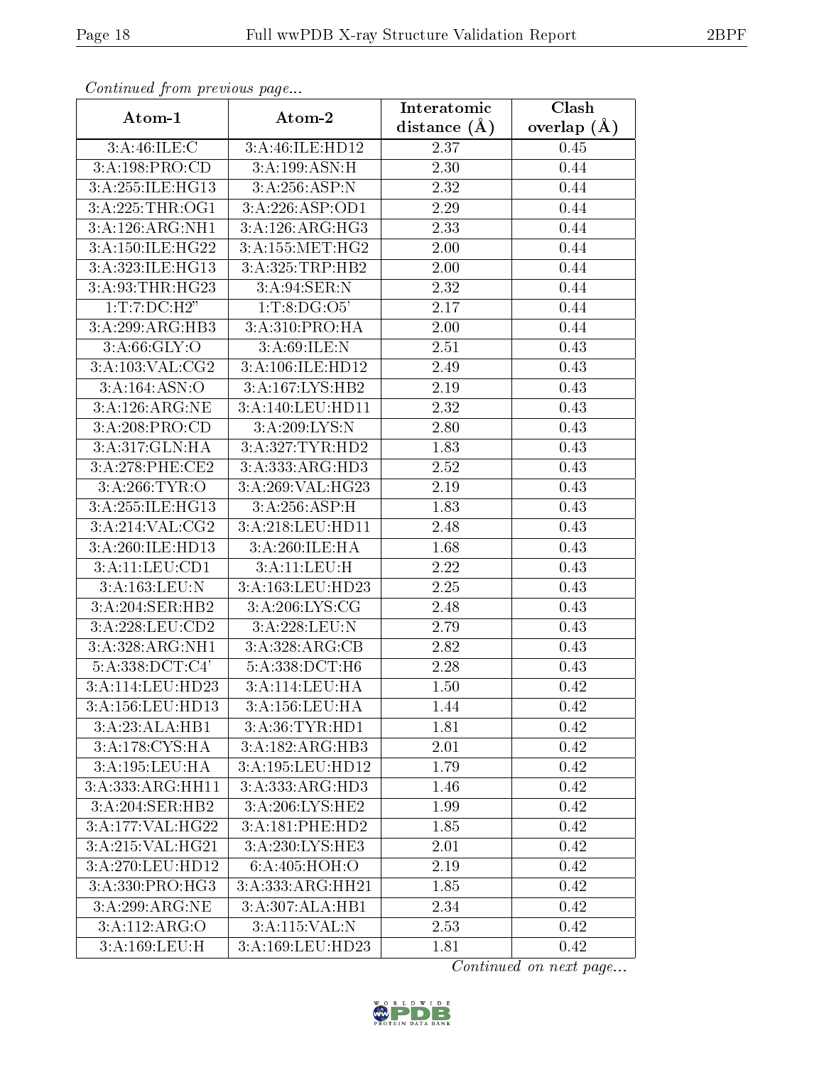*Continued from previous page...*

| Atom-1 | Atom-2 | Interatomic distance (Å) | Clash overlap (Å) |
|---|---|---|---|
| 3:A:46:ILE:C | 3:A:46:ILE:HD12 | 2.37 | 0.45 |
| 3:A:198:PRO:CD | 3:A:199:ASN:H | 2.30 | 0.44 |
| 3:A:255:ILE:HG13 | 3:A:256:ASP:N | 2.32 | 0.44 |
| 3:A:225:THR:OG1 | 3:A:226:ASP:OD1 | 2.29 | 0.44 |
| 3:A:126:ARG:NH1 | 3:A:126:ARG:HG3 | 2.33 | 0.44 |
| 3:A:150:ILE:HG22 | 3:A:155:MET:HG2 | 2.00 | 0.44 |
| 3:A:323:ILE:HG13 | 3:A:325:TRP:HB2 | 2.00 | 0.44 |
| 3:A:93:THR:HG23 | 3:A:94:SER:N | 2.32 | 0.44 |
| 1:T:7:DC:H2" | 1:T:8:DG:O5' | 2.17 | 0.44 |
| 3:A:299:ARG:HB3 | 3:A:310:PRO:HA | 2.00 | 0.44 |
| 3:A:66:GLY:O | 3:A:69:ILE:N | 2.51 | 0.43 |
| 3:A:103:VAL:CG2 | 3:A:106:ILE:HD12 | 2.49 | 0.43 |
| 3:A:164:ASN:O | 3:A:167:LYS:HB2 | 2.19 | 0.43 |
| 3:A:126:ARG:NE | 3:A:140:LEU:HD11 | 2.32 | 0.43 |
| 3:A:208:PRO:CD | 3:A:209:LYS:N | 2.80 | 0.43 |
| 3:A:317:GLN:HA | 3:A:327:TYR:HD2 | 1.83 | 0.43 |
| 3:A:278:PHE:CE2 | 3:A:333:ARG:HD3 | 2.52 | 0.43 |
| 3:A:266:TYR:O | 3:A:269:VAL:HG23 | 2.19 | 0.43 |
| 3:A:255:ILE:HG13 | 3:A:256:ASP:H | 1.83 | 0.43 |
| 3:A:214:VAL:CG2 | 3:A:218:LEU:HD11 | 2.48 | 0.43 |
| 3:A:260:ILE:HD13 | 3:A:260:ILE:HA | 1.68 | 0.43 |
| 3:A:11:LEU:CD1 | 3:A:11:LEU:H | 2.22 | 0.43 |
| 3:A:163:LEU:N | 3:A:163:LEU:HD23 | 2.25 | 0.43 |
| 3:A:204:SER:HB2 | 3:A:206:LYS:CG | 2.48 | 0.43 |
| 3:A:228:LEU:CD2 | 3:A:228:LEU:N | 2.79 | 0.43 |
| 3:A:328:ARG:NH1 | 3:A:328:ARG:CB | 2.82 | 0.43 |
| 5:A:338:DCT:C4' | 5:A:338:DCT:H6 | 2.28 | 0.43 |
| 3:A:114:LEU:HD23 | 3:A:114:LEU:HA | 1.50 | 0.42 |
| 3:A:156:LEU:HD13 | 3:A:156:LEU:HA | 1.44 | 0.42 |
| 3:A:23:ALA:HB1 | 3:A:36:TYR:HD1 | 1.81 | 0.42 |
| 3:A:178:CYS:HA | 3:A:182:ARG:HB3 | 2.01 | 0.42 |
| 3:A:195:LEU:HA | 3:A:195:LEU:HD12 | 1.79 | 0.42 |
| 3:A:333:ARG:HH11 | 3:A:333:ARG:HD3 | 1.46 | 0.42 |
| 3:A:204:SER:HB2 | 3:A:206:LYS:HE2 | 1.99 | 0.42 |
| 3:A:177:VAL:HG22 | 3:A:181:PHE:HD2 | 1.85 | 0.42 |
| 3:A:215:VAL:HG21 | 3:A:230:LYS:HE3 | 2.01 | 0.42 |
| 3:A:270:LEU:HD12 | 6:A:405:HOH:O | 2.19 | 0.42 |
| 3:A:330:PRO:HG3 | 3:A:333:ARG:HH21 | 1.85 | 0.42 |
| 3:A:299:ARG:NE | 3:A:307:ALA:HB1 | 2.34 | 0.42 |
| 3:A:112:ARG:O | 3:A:115:VAL:N | 2.53 | 0.42 |
| 3:A:169:LEU:H | 3:A:169:LEU:HD23 | 1.81 | 0.42 |

*Continued on next page...*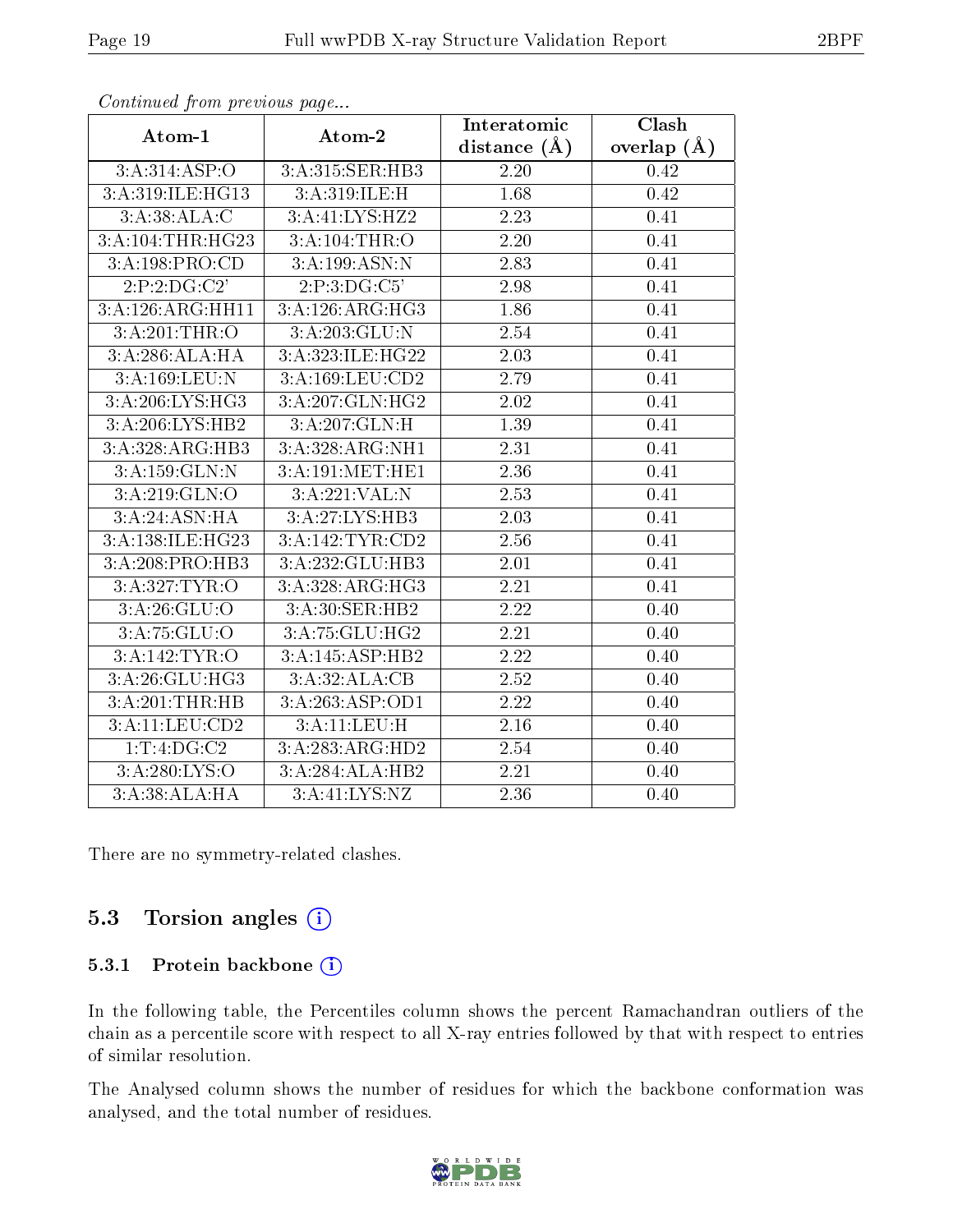*Continued from previous page...*

| Atom-1 | Atom-2 | Interatomic distance (Å) | Clash overlap (Å) |
|---|---|---|---|
| 3:A:314:ASP:O | 3:A:315:SER:HB3 | 2.20 | 0.42 |
| 3:A:319:ILE:HG13 | 3:A:319:ILE:H | 1.68 | 0.42 |
| 3:A:38:ALA:C | 3:A:41:LYS:HZ2 | 2.23 | 0.41 |
| 3:A:104:THR:HG23 | 3:A:104:THR:O | 2.20 | 0.41 |
| 3:A:198:PRO:CD | 3:A:199:ASN:N | 2.83 | 0.41 |
| 2:P:2:DG:C2' | 2:P:3:DG:C5' | 2.98 | 0.41 |
| 3:A:126:ARG:HH11 | 3:A:126:ARG:HG3 | 1.86 | 0.41 |
| 3:A:201:THR:O | 3:A:203:GLU:N | 2.54 | 0.41 |
| 3:A:286:ALA:HA | 3:A:323:ILE:HG22 | 2.03 | 0.41 |
| 3:A:169:LEU:N | 3:A:169:LEU:CD2 | 2.79 | 0.41 |
| 3:A:206:LYS:HG3 | 3:A:207:GLN:HG2 | 2.02 | 0.41 |
| 3:A:206:LYS:HB2 | 3:A:207:GLN:H | 1.39 | 0.41 |
| 3:A:328:ARG:HB3 | 3:A:328:ARG:NH1 | 2.31 | 0.41 |
| 3:A:159:GLN:N | 3:A:191:MET:HE1 | 2.36 | 0.41 |
| 3:A:219:GLN:O | 3:A:221:VAL:N | 2.53 | 0.41 |
| 3:A:24:ASN:HA | 3:A:27:LYS:HB3 | 2.03 | 0.41 |
| 3:A:138:ILE:HG23 | 3:A:142:TYR:CD2 | 2.56 | 0.41 |
| 3:A:208:PRO:HB3 | 3:A:232:GLU:HB3 | 2.01 | 0.41 |
| 3:A:327:TYR:O | 3:A:328:ARG:HG3 | 2.21 | 0.41 |
| 3:A:26:GLU:O | 3:A:30:SER:HB2 | 2.22 | 0.40 |
| 3:A:75:GLU:O | 3:A:75:GLU:HG2 | 2.21 | 0.40 |
| 3:A:142:TYR:O | 3:A:145:ASP:HB2 | 2.22 | 0.40 |
| 3:A:26:GLU:HG3 | 3:A:32:ALA:CB | 2.52 | 0.40 |
| 3:A:201:THR:HB | 3:A:263:ASP:OD1 | 2.22 | 0.40 |
| 3:A:11:LEU:CD2 | 3:A:11:LEU:H | 2.16 | 0.40 |
| 1:T:4:DG:C2 | 3:A:283:ARG:HD2 | 2.54 | 0.40 |
| 3:A:280:LYS:O | 3:A:284:ALA:HB2 | 2.21 | 0.40 |
| 3:A:38:ALA:HA | 3:A:41:LYS:NZ | 2.36 | 0.40 |

There are no symmetry-related clashes.

## 5.3 Torsion angles

### 5.3.1 Protein backbone

In the following table, the Percentiles column shows the percent Ramachandran outliers of the chain as a percentile score with respect to all X-ray entries followed by that with respect to entries of similar resolution.

The Analysed column shows the number of residues for which the backbone conformation was analysed, and the total number of residues.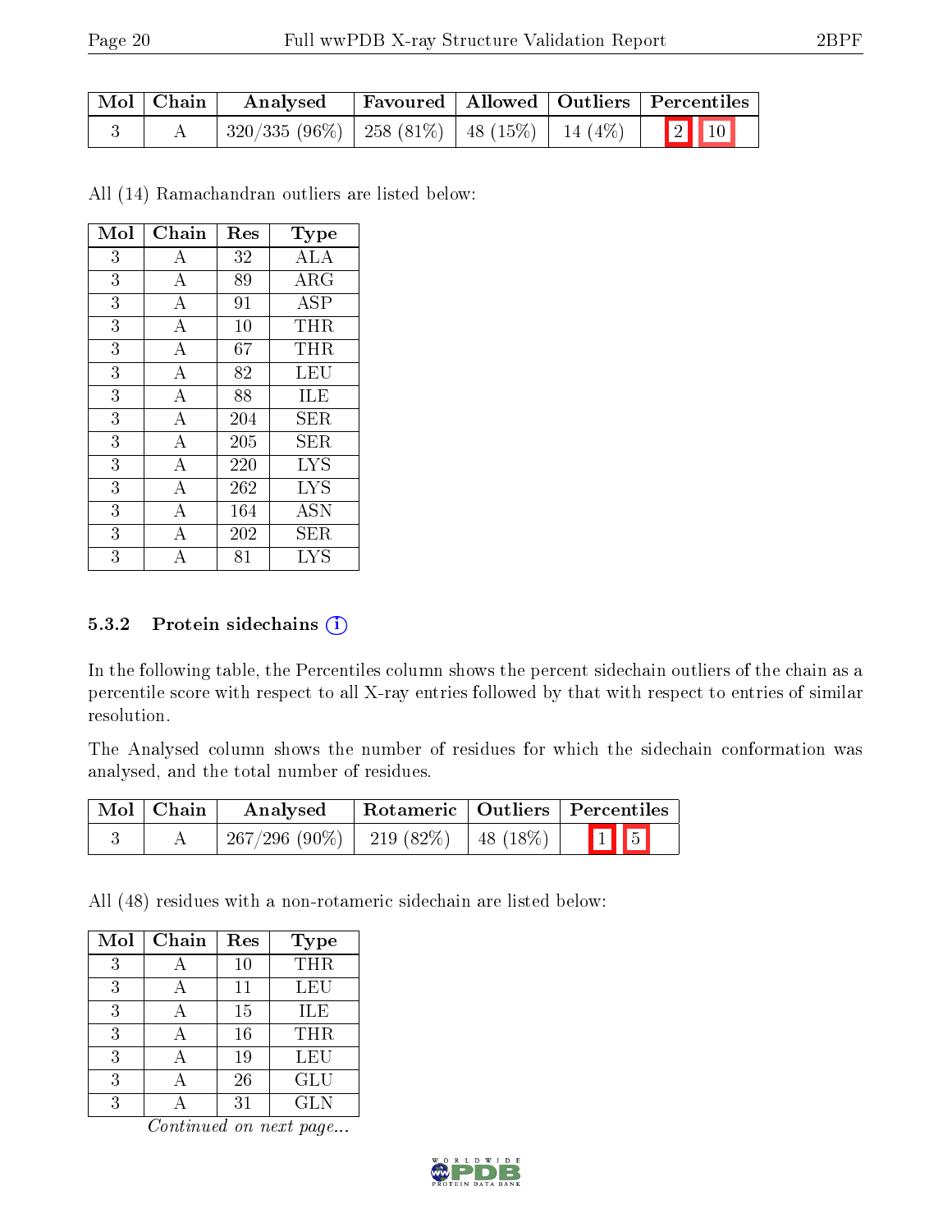| Mol | Chain | Analysed | Favoured | Allowed | Outliers | Percentiles | |
|---|---|---|---|---|---|---|---|
| 3 | A | 320/335 (96%) | 258 (81%) | 48 (15%) | 14 (4%) | 2 | 10 |

All (14) Ramachandran outliers are listed below:

| Mol | Chain | Res | Type |
|---|---|---|---|
| 3 | A | 32 | ALA |
| 3 | A | 89 | ARG |
| 3 | A | 91 | ASP |
| 3 | A | 10 | THR |
| 3 | A | 67 | THR |
| 3 | A | 82 | LEU |
| 3 | A | 88 | ILE |
| 3 | A | 204 | SER |
| 3 | A | 205 | SER |
| 3 | A | 220 | LYS |
| 3 | A | 262 | LYS |
| 3 | A | 164 | ASN |
| 3 | A | 202 | SER |
| 3 | A | 81 | LYS |

### 5.3.2 Protein sidechains (i)

In the following table, the Percentiles column shows the percent sidechain outliers of the chain as a percentile score with respect to all X-ray entries followed by that with respect to entries of similar resolution.

The Analysed column shows the number of residues for which the sidechain conformation was analysed, and the total number of residues.

| Mol | Chain | Analysed | Rotameric | Outliers | Percentiles | |
|---|---|---|---|---|---|---|
| 3 | A | 267/296 (90%) | 219 (82%) | 48 (18%) | 1 | 5 |

All (48) residues with a non-rotameric sidechain are listed below:

| Mol | Chain | Res | Type |
|---|---|---|---|
| 3 | A | 10 | THR |
| 3 | A | 11 | LEU |
| 3 | A | 15 | ILE |
| 3 | A | 16 | THR |
| 3 | A | 19 | LEU |
| 3 | A | 26 | GLU |
| 3 | A | 31 | GLN |

*Continued on next page...*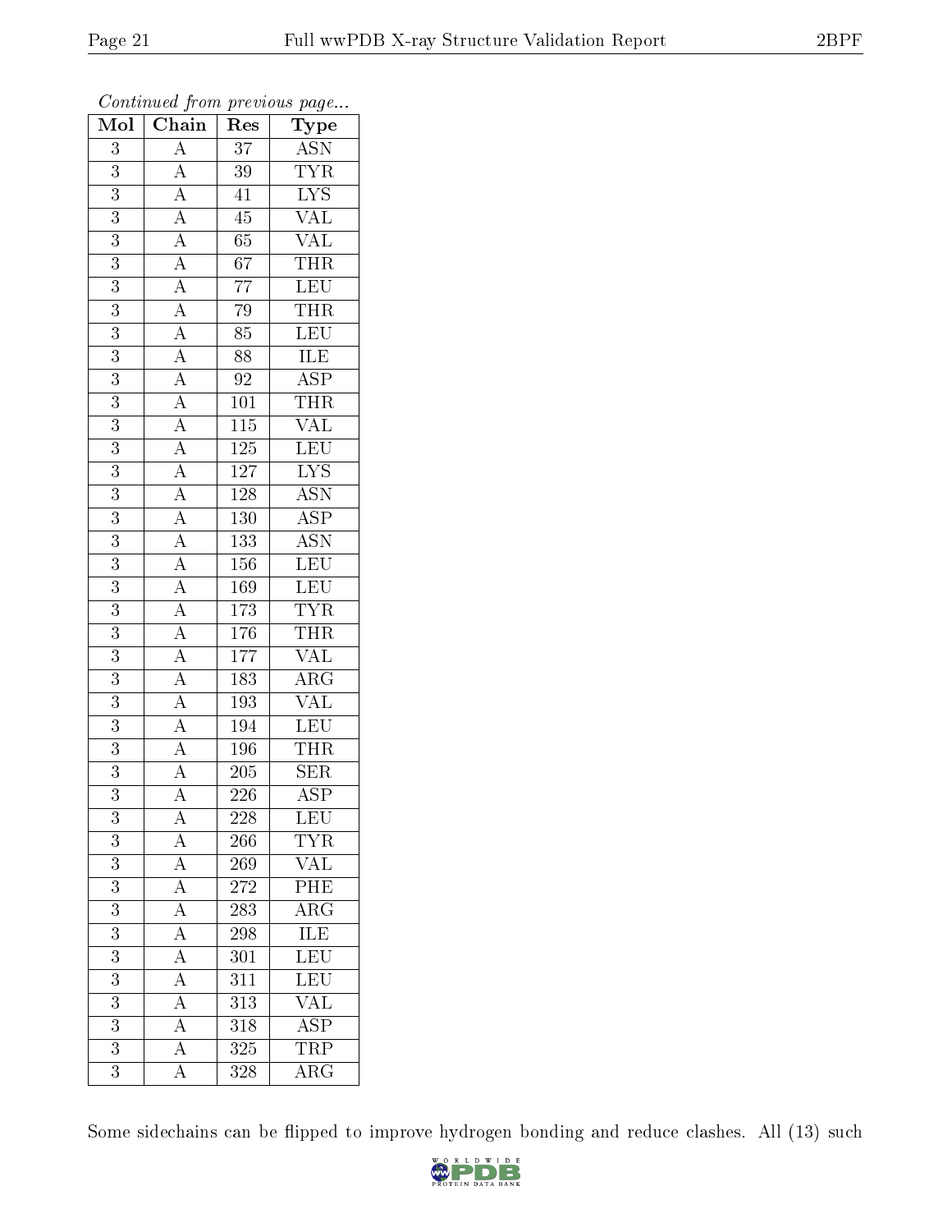*Continued from previous page...*

| Mol | Chain | Res | Type |
|---|---|---|---|
| 3 | A | 37 | ASN |
| 3 | A | 39 | TYR |
| 3 | A | 41 | LYS |
| 3 | A | 45 | VAL |
| 3 | A | 65 | VAL |
| 3 | A | 67 | THR |
| 3 | A | 77 | LEU |
| 3 | A | 79 | THR |
| 3 | A | 85 | LEU |
| 3 | A | 88 | ILE |
| 3 | A | 92 | ASP |
| 3 | A | 101 | THR |
| 3 | A | 115 | VAL |
| 3 | A | 125 | LEU |
| 3 | A | 127 | LYS |
| 3 | A | 128 | ASN |
| 3 | A | 130 | ASP |
| 3 | A | 133 | ASN |
| 3 | A | 156 | LEU |
| 3 | A | 169 | LEU |
| 3 | A | 173 | TYR |
| 3 | A | 176 | THR |
| 3 | A | 177 | VAL |
| 3 | A | 183 | ARG |
| 3 | A | 193 | VAL |
| 3 | A | 194 | LEU |
| 3 | A | 196 | THR |
| 3 | A | 205 | SER |
| 3 | A | 226 | ASP |
| 3 | A | 228 | LEU |
| 3 | A | 266 | TYR |
| 3 | A | 269 | VAL |
| 3 | A | 272 | PHE |
| 3 | A | 283 | ARG |
| 3 | A | 298 | ILE |
| 3 | A | 301 | LEU |
| 3 | A | 311 | LEU |
| 3 | A | 313 | VAL |
| 3 | A | 318 | ASP |
| 3 | A | 325 | TRP |
| 3 | A | 328 | ARG |

Some sidechains can be flipped to improve hydrogen bonding and reduce clashes. All (13) such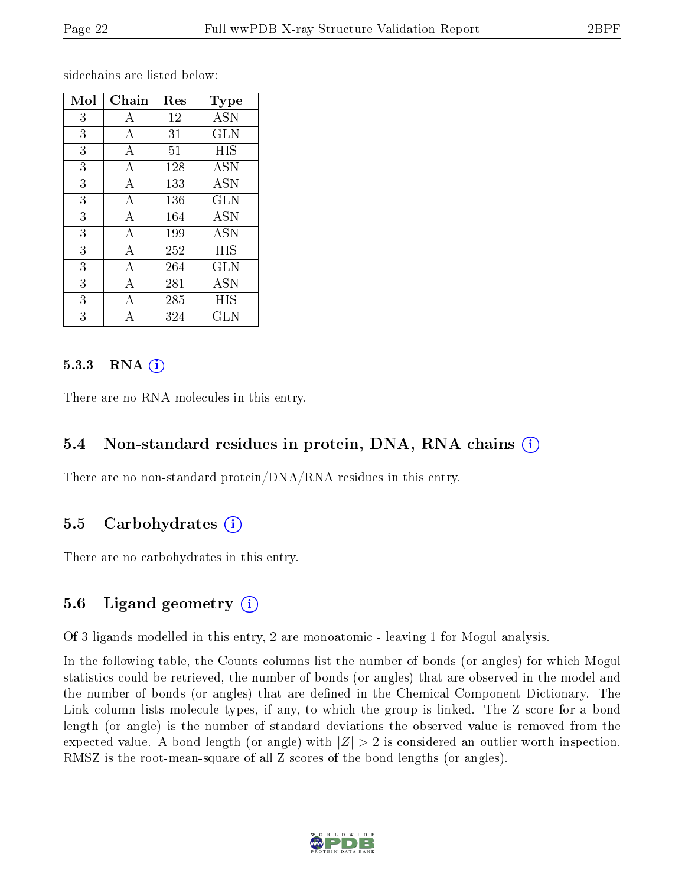sidechains are listed below:

| Mol | Chain | Res | Type |
|---|---|---|---|
| 3 | A | 12 | ASN |
| 3 | A | 31 | GLN |
| 3 | A | 51 | HIS |
| 3 | A | 128 | ASN |
| 3 | A | 133 | ASN |
| 3 | A | 136 | GLN |
| 3 | A | 164 | ASN |
| 3 | A | 199 | ASN |
| 3 | A | 252 | HIS |
| 3 | A | 264 | GLN |
| 3 | A | 281 | ASN |
| 3 | A | 285 | HIS |
| 3 | A | 324 | GLN |

#### 5.3.3 RNA

There are no RNA molecules in this entry.

### 5.4 Non-standard residues in protein, DNA, RNA chains

There are no non-standard protein/DNA/RNA residues in this entry.

### 5.5 Carbohydrates

There are no carbohydrates in this entry.

### 5.6 Ligand geometry

Of 3 ligands modelled in this entry, 2 are monoatomic - leaving 1 for Mogul analysis.

In the following table, the Counts columns list the number of bonds (or angles) for which Mogul statistics could be retrieved, the number of bonds (or angles) that are observed in the model and the number of bonds (or angles) that are defined in the Chemical Component Dictionary. The Link column lists molecule types, if any, to which the group is linked. The Z score for a bond length (or angle) is the number of standard deviations the observed value is removed from the expected value. A bond length (or angle) with $|Z| > 2$ is considered an outlier worth inspection. RMSZ is the root-mean-square of all Z scores of the bond lengths (or angles).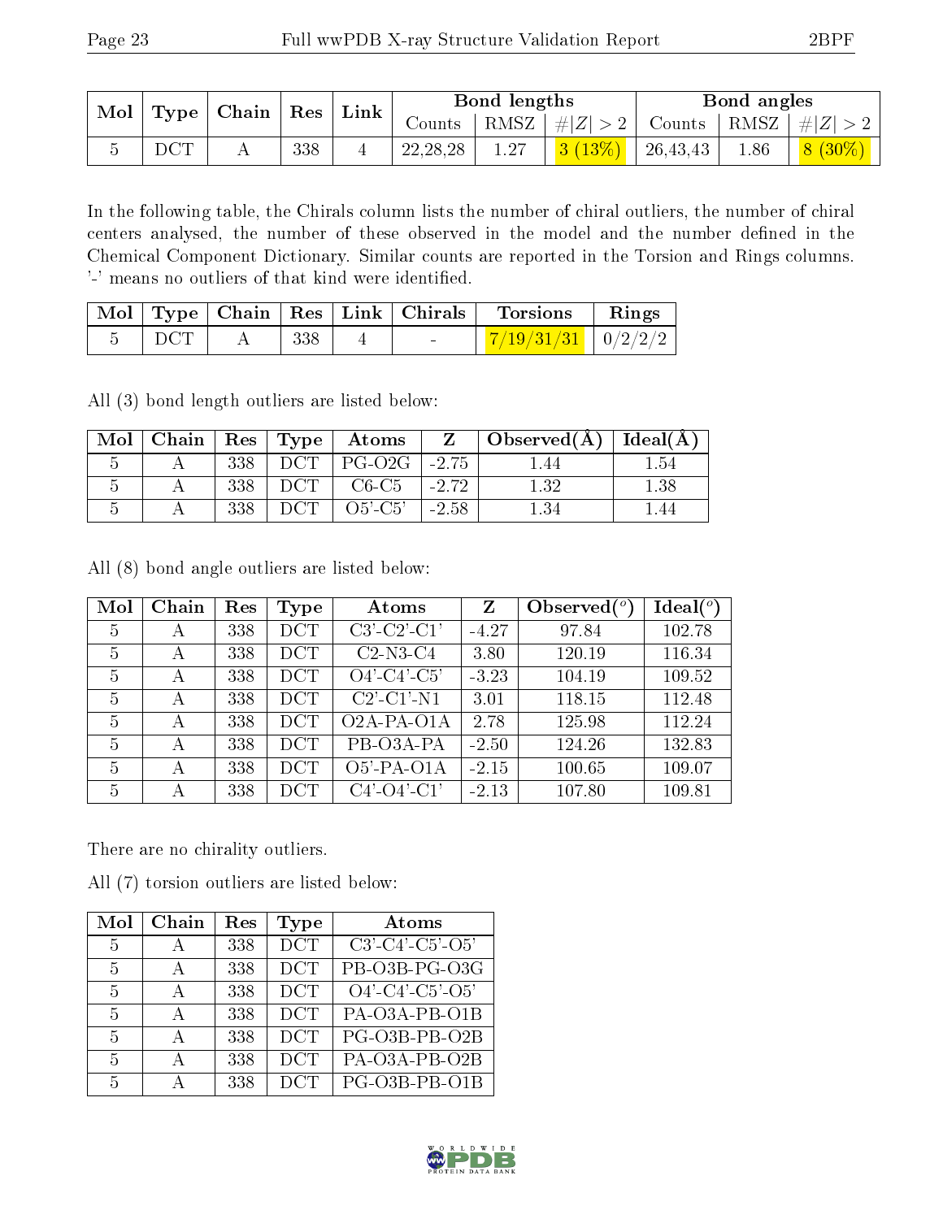| Mol | Type | Chain | Res | Link | Bond lengths | | | Bond angles | | |
|---|---|---|---|---|---|---|---|---|---|---|
| | | | | | Counts | RMSZ | #\|Z\| > 2 | Counts | RMSZ | #\|Z\| > 2 |
| 5 | DCT | A | 338 | 4 | 22,28,28 | 1.27 | 3 (13%) | 26,43,43 | 1.86 | 8 (30%) |

In the following table, the Chirals column lists the number of chiral outliers, the number of chiral centers analysed, the number of these observed in the model and the number defined in the Chemical Component Dictionary. Similar counts are reported in the Torsion and Rings columns. '-' means no outliers of that kind were identified.

| Mol | Type | Chain | Res | Link | Chirals | Torsions | Rings |
|---|---|---|---|---|---|---|---|
| 5 | DCT | A | 338 | 4 | - | 7/19/31/31 | 0/2/2/2 |

All (3) bond length outliers are listed below:

| Mol | Chain | Res | Type | Atoms | Z | Observed(Å) | Ideal(Å) |
|---|---|---|---|---|---|---|---|
| 5 | A | 338 | DCT | PG-O2G | -2.75 | 1.44 | 1.54 |
| 5 | A | 338 | DCT | C6-C5 | -2.72 | 1.32 | 1.38 |
| 5 | A | 338 | DCT | O5'-C5' | -2.58 | 1.34 | 1.44 |

All (8) bond angle outliers are listed below:

| Mol | Chain | Res | Type | Atoms | Z | Observed($^o$) | Ideal($^o$) |
|---|---|---|---|---|---|---|---|
| 5 | A | 338 | DCT | C3'-C2'-C1' | -4.27 | 97.84 | 102.78 |
| 5 | A | 338 | DCT | C2-N3-C4 | 3.80 | 120.19 | 116.34 |
| 5 | A | 338 | DCT | O4'-C4'-C5' | -3.23 | 104.19 | 109.52 |
| 5 | A | 338 | DCT | C2'-C1'-N1 | 3.01 | 118.15 | 112.48 |
| 5 | A | 338 | DCT | O2A-PA-O1A | 2.78 | 125.98 | 112.24 |
| 5 | A | 338 | DCT | PB-O3A-PA | -2.50 | 124.26 | 132.83 |
| 5 | A | 338 | DCT | O5'-PA-O1A | -2.15 | 100.65 | 109.07 |
| 5 | A | 338 | DCT | C4'-O4'-C1' | -2.13 | 107.80 | 109.81 |

There are no chirality outliers.

All (7) torsion outliers are listed below:

| Mol | Chain | Res | Type | Atoms |
|---|---|---|---|---|
| 5 | A | 338 | DCT | C3'-C4'-C5'-O5' |
| 5 | A | 338 | DCT | PB-O3B-PG-O3G |
| 5 | A | 338 | DCT | O4'-C4'-C5'-O5' |
| 5 | A | 338 | DCT | PA-O3A-PB-O1B |
| 5 | A | 338 | DCT | PG-O3B-PB-O2B |
| 5 | A | 338 | DCT | PA-O3A-PB-O2B |
| 5 | A | 338 | DCT | PG-O3B-PB-O1B |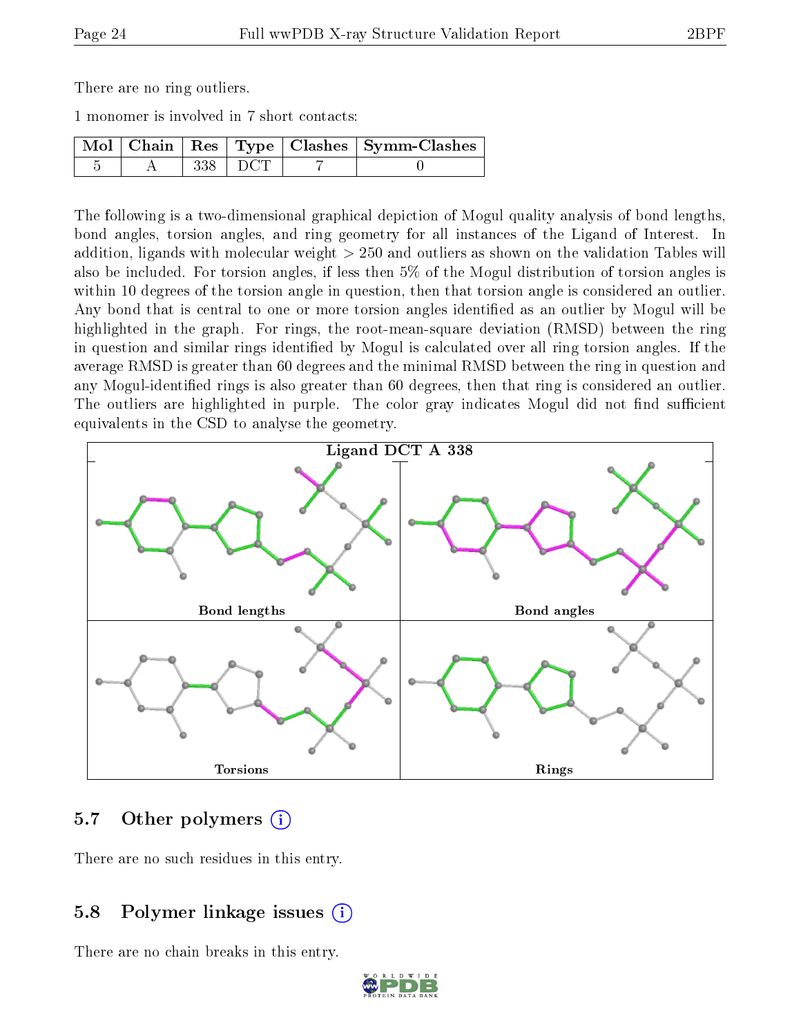There are no ring outliers.

1 monomer is involved in 7 short contacts:

| Mol | Chain | Res | Type | Clashes | Symm-Clashes |
|---|---|---|---|---|---|
| 5 | A | 338 | DCT | 7 | 0 |

The following is a two-dimensional graphical depiction of Mogul quality analysis of bond lengths, bond angles, torsion angles, and ring geometry for all instances of the Ligand of Interest. In addition, ligands with molecular weight > 250 and outliers as shown on the validation Tables will also be included. For torsion angles, if less then 5% of the Mogul distribution of torsion angles is within 10 degrees of the torsion angle in question, then that torsion angle is considered an outlier. Any bond that is central to one or more torsion angles identified as an outlier by Mogul will be highlighted in the graph. For rings, the root-mean-square deviation (RMSD) between the ring in question and similar rings identified by Mogul is calculated over all ring torsion angles. If the average RMSD is greater than 60 degrees and the minimal RMSD between the ring in question and any Mogul-identified rings is also greater than 60 degrees, then that ring is considered an outlier. The outliers are highlighted in purple. The color gray indicates Mogul did not find sufficient equivalents in the CSD to analyse the geometry.

Ligand DCT A 338

Bond lengths

Bond angles

Torsions

Rings

## 5.7 Other polymers

There are no such residues in this entry.

## 5.8 Polymer linkage issues

There are no chain breaks in this entry.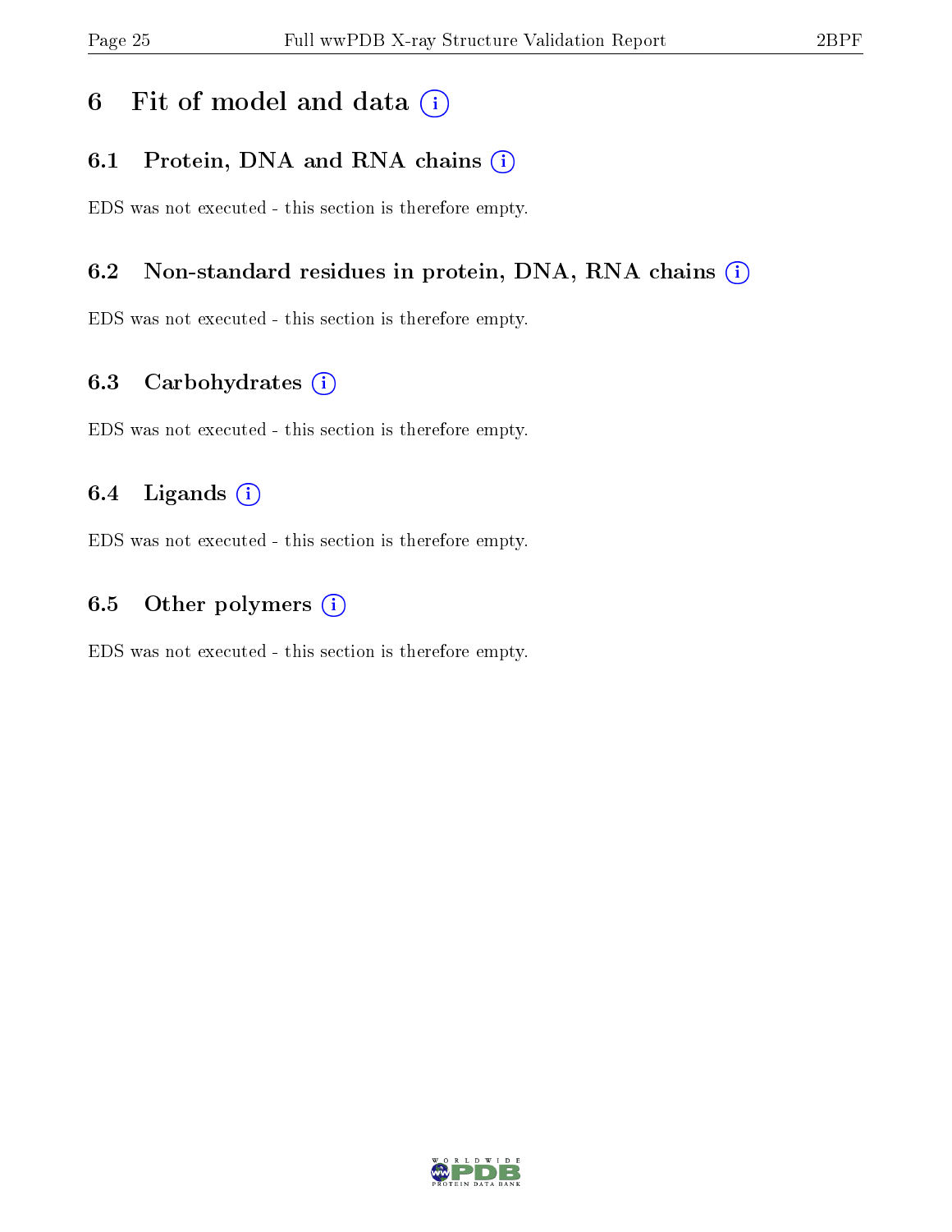# 6 Fit of model and data

## 6.1 Protein, DNA and RNA chains

EDS was not executed - this section is therefore empty.

## 6.2 Non-standard residues in protein, DNA, RNA chains

EDS was not executed - this section is therefore empty.

## 6.3 Carbohydrates

EDS was not executed - this section is therefore empty.

## 6.4 Ligands

EDS was not executed - this section is therefore empty.

## 6.5 Other polymers

EDS was not executed - this section is therefore empty.